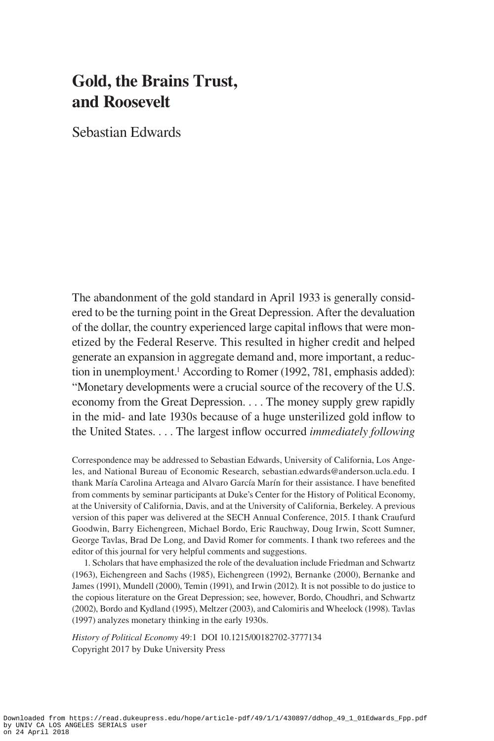# Gold, the Brains Trust, and Roosevelt

Sebastian Edwards

The abandonment of the gold standard in April 1933 is generally considered to be the turning point in the Great Depression. After the devaluation of the dollar, the country experienced large capital inflows that were monetized by the Federal Reserve. This resulted in higher credit and helped generate an expansion in aggregate demand and, more important, a reduction in unemployment.[1] According to Romer (1992, 781, emphasis added): "Monetary developments were a crucial source of the recovery of the U.S. economy from the Great Depression. . . . The money supply grew rapidly in the mid- and late 1930s because of a huge unsterilized gold inflow to the United States. . . . The largest inflow occurred *immediately following*

Correspondence may be addressed to Sebastian Edwards, University of California, Los Angeles, and National Bureau of Economic Research, sebastian.edwards@anderson.ucla.edu. I thank María Carolina Arteaga and Alvaro García Marín for their assistance. I have benefited from comments by seminar participants at Duke's Center for the History of Political Economy, at the University of California, Davis, and at the University of California, Berkeley. A previous version of this paper was delivered at the SECH Annual Conference, 2015. I thank Craufurd Goodwin, Barry Eichengreen, Michael Bordo, Eric Rauchway, Doug Irwin, Scott Sumner, George Tavlas, Brad De Long, and David Romer for comments. I thank two referees and the editor of this journal for very helpful comments and suggestions.

1. Scholars that have emphasized the role of the devaluation include Friedman and Schwartz (1963), Eichengreen and Sachs (1985), Eichengreen (1992), Bernanke (2000), Bernanke and James (1991), Mundell (2000), Temin (1991), and Irwin (2012). It is not possible to do justice to the copious literature on the Great Depression; see, however, Bordo, Choudhri, and Schwartz (2002), Bordo and Kydland (1995), Meltzer (2003), and Calomiris and Wheelock (1998). Tavlas (1997) analyzes monetary thinking in the early 1930s.

*History of Political Economy* 49:1 DOI 10.1215/00182702-3777134
Copyright 2017 by Duke University Press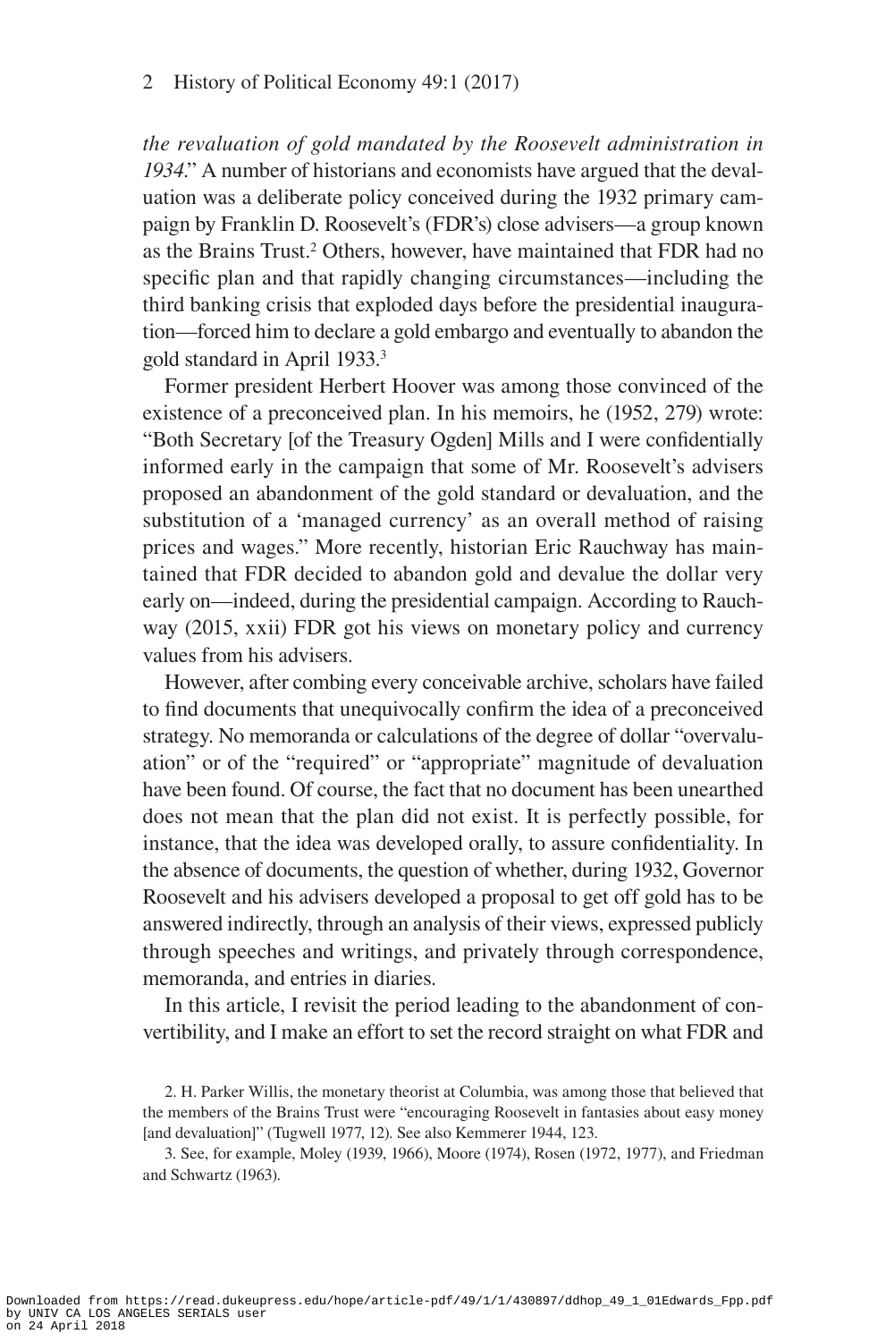*the revaluation of gold mandated by the Roosevelt administration in 1934*." A number of historians and economists have argued that the devaluation was a deliberate policy conceived during the 1932 primary campaign by Franklin D. Roosevelt's (FDR's) close advisers—a group known as the Brains Trust.[2] Others, however, have maintained that FDR had no specific plan and that rapidly changing circumstances—including the third banking crisis that exploded days before the presidential inauguration—forced him to declare a gold embargo and eventually to abandon the gold standard in April 1933.[3]

Former president Herbert Hoover was among those convinced of the existence of a preconceived plan. In his memoirs, he (1952, 279) wrote: "Both Secretary [of the Treasury Ogden] Mills and I were confidentially informed early in the campaign that some of Mr. Roosevelt's advisers proposed an abandonment of the gold standard or devaluation, and the substitution of a 'managed currency' as an overall method of raising prices and wages." More recently, historian Eric Rauchway has maintained that FDR decided to abandon gold and devalue the dollar very early on—indeed, during the presidential campaign. According to Rauchway (2015, xxii) FDR got his views on monetary policy and currency values from his advisers.

However, after combing every conceivable archive, scholars have failed to find documents that unequivocally confirm the idea of a preconceived strategy. No memoranda or calculations of the degree of dollar "overvaluation" or of the "required" or "appropriate" magnitude of devaluation have been found. Of course, the fact that no document has been unearthed does not mean that the plan did not exist. It is perfectly possible, for instance, that the idea was developed orally, to assure confidentiality. In the absence of documents, the question of whether, during 1932, Governor Roosevelt and his advisers developed a proposal to get off gold has to be answered indirectly, through an analysis of their views, expressed publicly through speeches and writings, and privately through correspondence, memoranda, and entries in diaries.

In this article, I revisit the period leading to the abandonment of convertibility, and I make an effort to set the record straight on what FDR and

2. H. Parker Willis, the monetary theorist at Columbia, was among those that believed that the members of the Brains Trust were "encouraging Roosevelt in fantasies about easy money [and devaluation]" (Tugwell 1977, 12). See also Kemmerer 1944, 123.

3. See, for example, Moley (1939, 1966), Moore (1974), Rosen (1972, 1977), and Friedman and Schwartz (1963).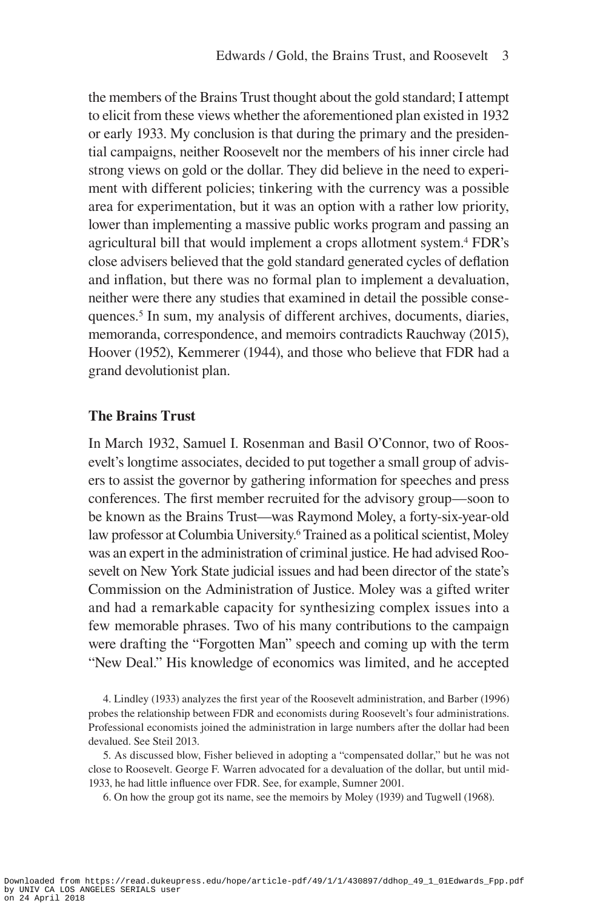the members of the Brains Trust thought about the gold standard; I attempt to elicit from these views whether the aforementioned plan existed in 1932 or early 1933. My conclusion is that during the primary and the presidential campaigns, neither Roosevelt nor the members of his inner circle had strong views on gold or the dollar. They did believe in the need to experiment with different policies; tinkering with the currency was a possible area for experimentation, but it was an option with a rather low priority, lower than implementing a massive public works program and passing an agricultural bill that would implement a crops allotment system.[4] FDR's close advisers believed that the gold standard generated cycles of deflation and inflation, but there was no formal plan to implement a devaluation, neither were there any studies that examined in detail the possible consequences.[5] In sum, my analysis of different archives, documents, diaries, memoranda, correspondence, and memoirs contradicts Rauchway (2015), Hoover (1952), Kemmerer (1944), and those who believe that FDR had a grand devolutionist plan.

## The Brains Trust

In March 1932, Samuel I. Rosenman and Basil O'Connor, two of Roosevelt's longtime associates, decided to put together a small group of advisers to assist the governor by gathering information for speeches and press conferences. The first member recruited for the advisory group—soon to be known as the Brains Trust—was Raymond Moley, a forty-six-year-old law professor at Columbia University.[6] Trained as a political scientist, Moley was an expert in the administration of criminal justice. He had advised Roosevelt on New York State judicial issues and had been director of the state's Commission on the Administration of Justice. Moley was a gifted writer and had a remarkable capacity for synthesizing complex issues into a few memorable phrases. Two of his many contributions to the campaign were drafting the "Forgotten Man" speech and coming up with the term "New Deal." His knowledge of economics was limited, and he accepted

4. Lindley (1933) analyzes the first year of the Roosevelt administration, and Barber (1996) probes the relationship between FDR and economists during Roosevelt's four administrations. Professional economists joined the administration in large numbers after the dollar had been devalued. See Steil 2013.

5. As discussed blow, Fisher believed in adopting a "compensated dollar," but he was not close to Roosevelt. George F. Warren advocated for a devaluation of the dollar, but until mid-1933, he had little influence over FDR. See, for example, Sumner 2001.

6. On how the group got its name, see the memoirs by Moley (1939) and Tugwell (1968).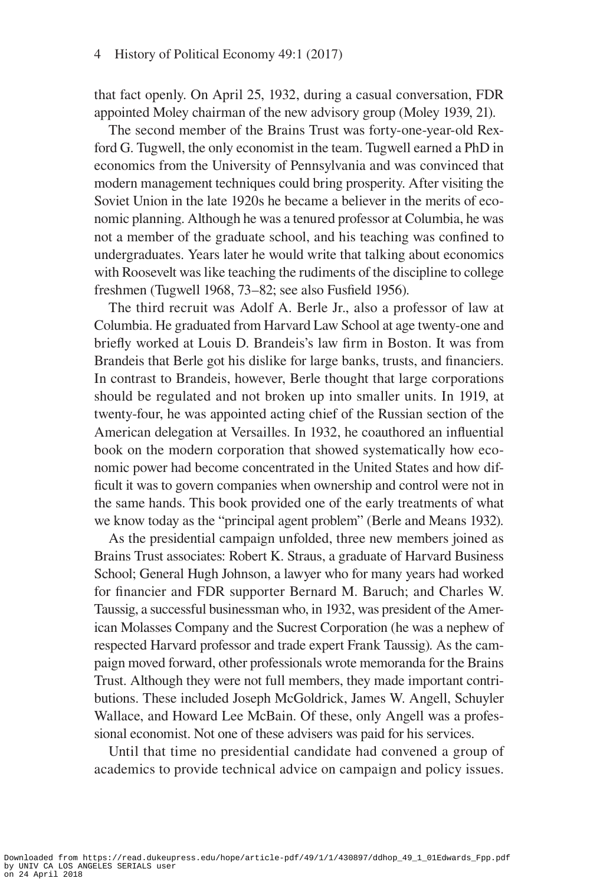that fact openly. On April 25, 1932, during a casual conversation, FDR appointed Moley chairman of the new advisory group (Moley 1939, 21).

The second member of the Brains Trust was forty-one-year-old Rexford G. Tugwell, the only economist in the team. Tugwell earned a PhD in economics from the University of Pennsylvania and was convinced that modern management techniques could bring prosperity. After visiting the Soviet Union in the late 1920s he became a believer in the merits of economic planning. Although he was a tenured professor at Columbia, he was not a member of the graduate school, and his teaching was confined to undergraduates. Years later he would write that talking about economics with Roosevelt was like teaching the rudiments of the discipline to college freshmen (Tugwell 1968, 73–82; see also Fusfield 1956).

The third recruit was Adolf A. Berle Jr., also a professor of law at Columbia. He graduated from Harvard Law School at age twenty-one and briefly worked at Louis D. Brandeis's law firm in Boston. It was from Brandeis that Berle got his dislike for large banks, trusts, and financiers. In contrast to Brandeis, however, Berle thought that large corporations should be regulated and not broken up into smaller units. In 1919, at twenty-four, he was appointed acting chief of the Russian section of the American delegation at Versailles. In 1932, he coauthored an influential book on the modern corporation that showed systematically how economic power had become concentrated in the United States and how difficult it was to govern companies when ownership and control were not in the same hands. This book provided one of the early treatments of what we know today as the "principal agent problem" (Berle and Means 1932).

As the presidential campaign unfolded, three new members joined as Brains Trust associates: Robert K. Straus, a graduate of Harvard Business School; General Hugh Johnson, a lawyer who for many years had worked for financier and FDR supporter Bernard M. Baruch; and Charles W. Taussig, a successful businessman who, in 1932, was president of the American Molasses Company and the Sucrest Corporation (he was a nephew of respected Harvard professor and trade expert Frank Taussig). As the campaign moved forward, other professionals wrote memoranda for the Brains Trust. Although they were not full members, they made important contributions. These included Joseph McGoldrick, James W. Angell, Schuyler Wallace, and Howard Lee McBain. Of these, only Angell was a professional economist. Not one of these advisers was paid for his services.

Until that time no presidential candidate had convened a group of academics to provide technical advice on campaign and policy issues.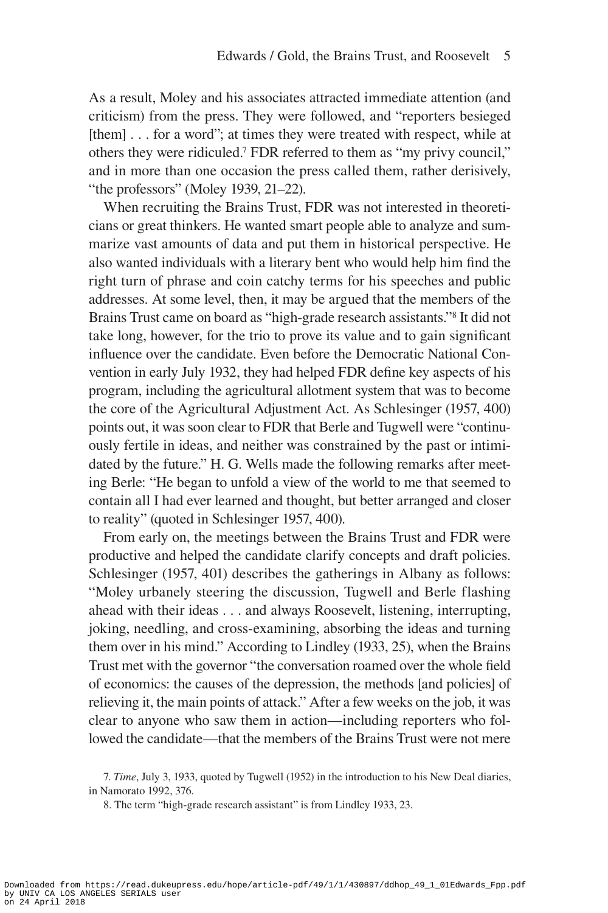As a result, Moley and his associates attracted immediate attention (and criticism) from the press. They were followed, and "reporters besieged [them] . . . for a word"; at times they were treated with respect, while at others they were ridiculed.[7] FDR referred to them as "my privy council," and in more than one occasion the press called them, rather derisively, "the professors" (Moley 1939, 21–22).

When recruiting the Brains Trust, FDR was not interested in theoreticians or great thinkers. He wanted smart people able to analyze and summarize vast amounts of data and put them in historical perspective. He also wanted individuals with a literary bent who would help him find the right turn of phrase and coin catchy terms for his speeches and public addresses. At some level, then, it may be argued that the members of the Brains Trust came on board as "high-grade research assistants."[8] It did not take long, however, for the trio to prove its value and to gain significant influence over the candidate. Even before the Democratic National Convention in early July 1932, they had helped FDR define key aspects of his program, including the agricultural allotment system that was to become the core of the Agricultural Adjustment Act. As Schlesinger (1957, 400) points out, it was soon clear to FDR that Berle and Tugwell were "continuously fertile in ideas, and neither was constrained by the past or intimidated by the future." H. G. Wells made the following remarks after meeting Berle: "He began to unfold a view of the world to me that seemed to contain all I had ever learned and thought, but better arranged and closer to reality" (quoted in Schlesinger 1957, 400).

From early on, the meetings between the Brains Trust and FDR were productive and helped the candidate clarify concepts and draft policies. Schlesinger (1957, 401) describes the gatherings in Albany as follows: "Moley urbanely steering the discussion, Tugwell and Berle flashing ahead with their ideas . . . and always Roosevelt, listening, interrupting, joking, needling, and cross-examining, absorbing the ideas and turning them over in his mind." According to Lindley (1933, 25), when the Brains Trust met with the governor "the conversation roamed over the whole field of economics: the causes of the depression, the methods [and policies] of relieving it, the main points of attack." After a few weeks on the job, it was clear to anyone who saw them in action—including reporters who followed the candidate—that the members of the Brains Trust were not mere

7. *Time*, July 3, 1933, quoted by Tugwell (1952) in the introduction to his New Deal diaries, in Namorato 1992, 376.

8. The term "high-grade research assistant" is from Lindley 1933, 23.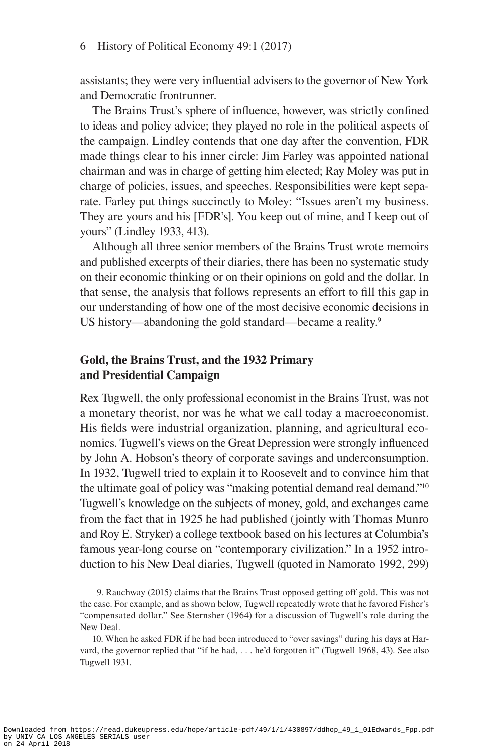assistants; they were very influential advisers to the governor of New York and Democratic frontrunner.

The Brains Trust's sphere of influence, however, was strictly confined to ideas and policy advice; they played no role in the political aspects of the campaign. Lindley contends that one day after the convention, FDR made things clear to his inner circle: Jim Farley was appointed national chairman and was in charge of getting him elected; Ray Moley was put in charge of policies, issues, and speeches. Responsibilities were kept separate. Farley put things succinctly to Moley: "Issues aren't my business. They are yours and his [FDR's]. You keep out of mine, and I keep out of yours" (Lindley 1933, 413).

Although all three senior members of the Brains Trust wrote memoirs and published excerpts of their diaries, there has been no systematic study on their economic thinking or on their opinions on gold and the dollar. In that sense, the analysis that follows represents an effort to fill this gap in our understanding of how one of the most decisive economic decisions in US history—abandoning the gold standard—became a reality.[9]

## Gold, the Brains Trust, and the 1932 Primary and Presidential Campaign

Rex Tugwell, the only professional economist in the Brains Trust, was not a monetary theorist, nor was he what we call today a macroeconomist. His fields were industrial organization, planning, and agricultural economics. Tugwell's views on the Great Depression were strongly influenced by John A. Hobson's theory of corporate savings and underconsumption. In 1932, Tugwell tried to explain it to Roosevelt and to convince him that the ultimate goal of policy was "making potential demand real demand."[10] Tugwell's knowledge on the subjects of money, gold, and exchanges came from the fact that in 1925 he had published (jointly with Thomas Munro and Roy E. Stryker) a college textbook based on his lectures at Columbia's famous year-long course on "contemporary civilization." In a 1952 introduction to his New Deal diaries, Tugwell (quoted in Namorato 1992, 299)

9. Rauchway (2015) claims that the Brains Trust opposed getting off gold. This was not the case. For example, and as shown below, Tugwell repeatedly wrote that he favored Fisher's "compensated dollar." See Sternsher (1964) for a discussion of Tugwell's role during the New Deal.

10. When he asked FDR if he had been introduced to "over savings" during his days at Harvard, the governor replied that "if he had, . . . he'd forgotten it" (Tugwell 1968, 43). See also Tugwell 1931.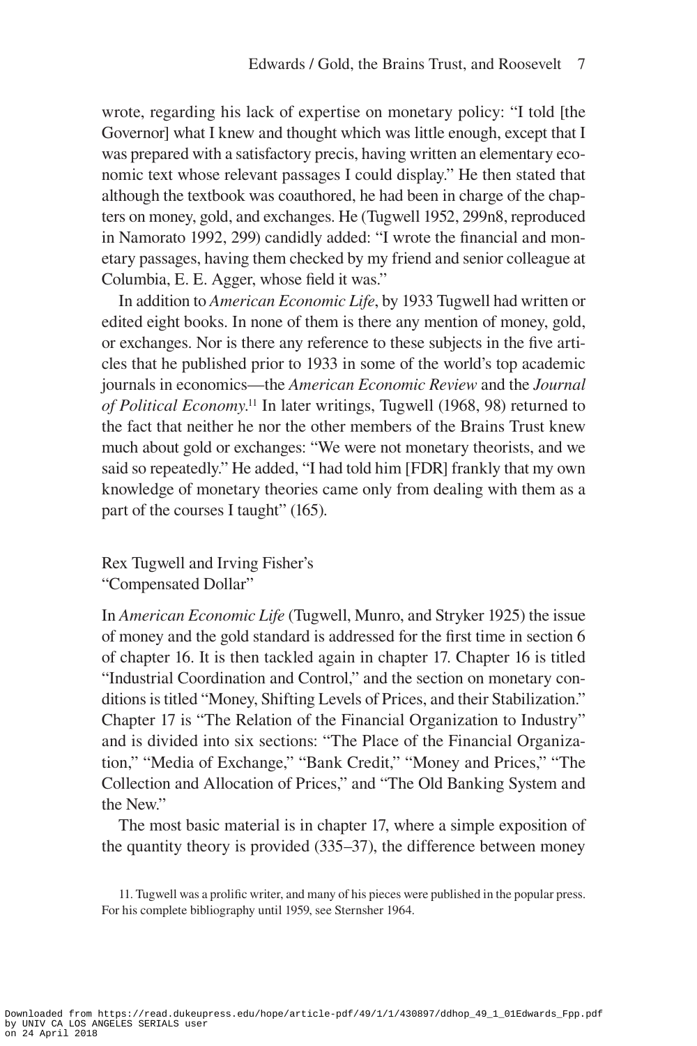wrote, regarding his lack of expertise on monetary policy: "I told [the Governor] what I knew and thought which was little enough, except that I was prepared with a satisfactory precis, having written an elementary economic text whose relevant passages I could display." He then stated that although the textbook was coauthored, he had been in charge of the chapters on money, gold, and exchanges. He (Tugwell 1952, 299n8, reproduced in Namorato 1992, 299) candidly added: "I wrote the financial and monetary passages, having them checked by my friend and senior colleague at Columbia, E. E. Agger, whose field it was."

In addition to *American Economic Life*, by 1933 Tugwell had written or edited eight books. In none of them is there any mention of money, gold, or exchanges. Nor is there any reference to these subjects in the five articles that he published prior to 1933 in some of the world's top academic journals in economics—the *American Economic Review* and the *Journal of Political Economy*.[11] In later writings, Tugwell (1968, 98) returned to the fact that neither he nor the other members of the Brains Trust knew much about gold or exchanges: "We were not monetary theorists, and we said so repeatedly." He added, "I had told him [FDR] frankly that my own knowledge of monetary theories came only from dealing with them as a part of the courses I taught" (165).

## Rex Tugwell and Irving Fisher's "Compensated Dollar"

In *American Economic Life* (Tugwell, Munro, and Stryker 1925) the issue of money and the gold standard is addressed for the first time in section 6 of chapter 16. It is then tackled again in chapter 17. Chapter 16 is titled "Industrial Coordination and Control," and the section on monetary conditions is titled "Money, Shifting Levels of Prices, and their Stabilization." Chapter 17 is "The Relation of the Financial Organization to Industry" and is divided into six sections: "The Place of the Financial Organization," "Media of Exchange," "Bank Credit," "Money and Prices," "The Collection and Allocation of Prices," and "The Old Banking System and the New."

The most basic material is in chapter 17, where a simple exposition of the quantity theory is provided (335–37), the difference between money

11. Tugwell was a prolific writer, and many of his pieces were published in the popular press. For his complete bibliography until 1959, see Sternsher 1964.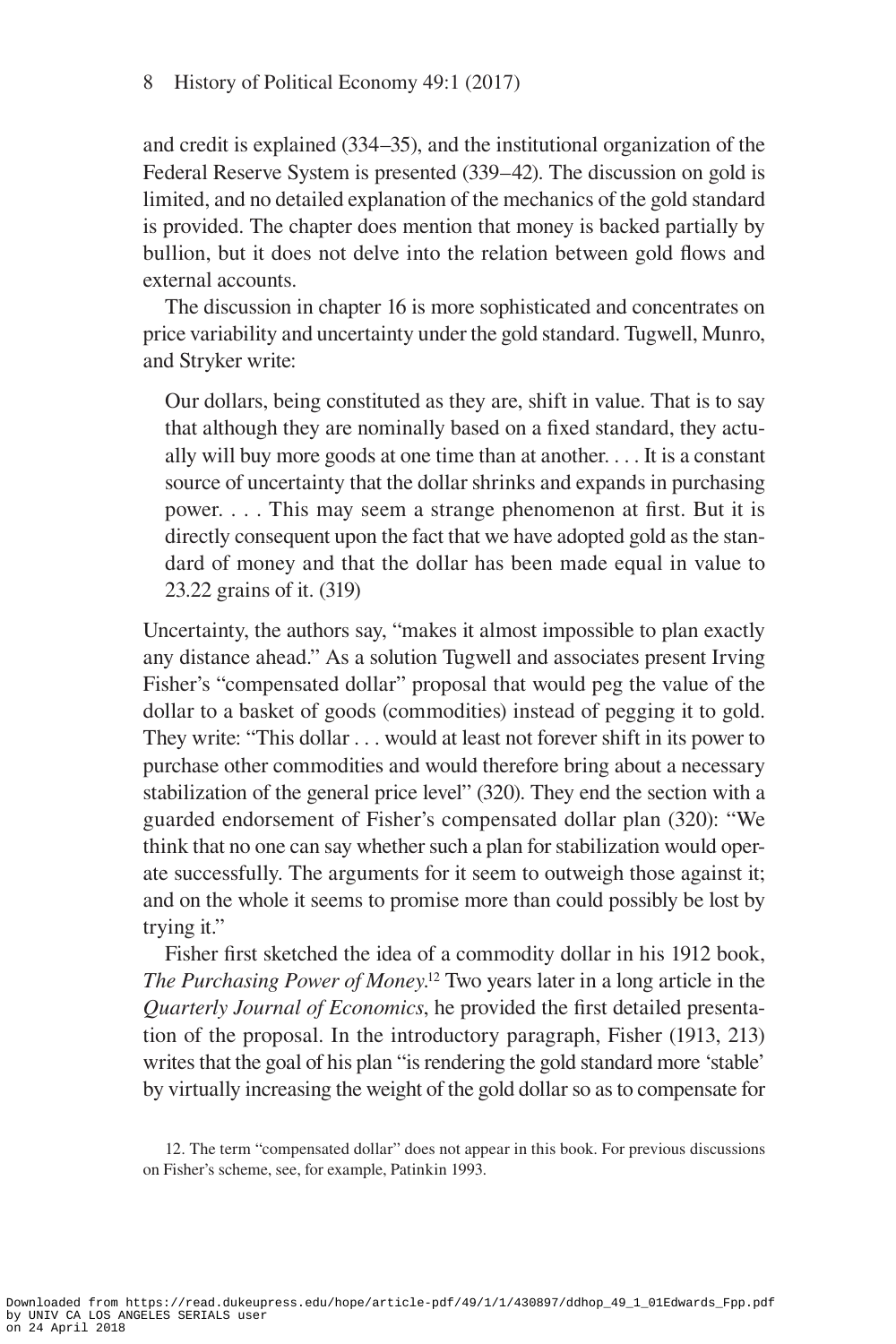and credit is explained (334–35), and the institutional organization of the Federal Reserve System is presented (339–42). The discussion on gold is limited, and no detailed explanation of the mechanics of the gold standard is provided. The chapter does mention that money is backed partially by bullion, but it does not delve into the relation between gold flows and external accounts.

The discussion in chapter 16 is more sophisticated and concentrates on price variability and uncertainty under the gold standard. Tugwell, Munro, and Stryker write:

> Our dollars, being constituted as they are, shift in value. That is to say that although they are nominally based on a fixed standard, they actually will buy more goods at one time than at another. . . . It is a constant source of uncertainty that the dollar shrinks and expands in purchasing power. . . . This may seem a strange phenomenon at first. But it is directly consequent upon the fact that we have adopted gold as the standard of money and that the dollar has been made equal in value to 23.22 grains of it. (319)

Uncertainty, the authors say, "makes it almost impossible to plan exactly any distance ahead." As a solution Tugwell and associates present Irving Fisher's "compensated dollar" proposal that would peg the value of the dollar to a basket of goods (commodities) instead of pegging it to gold. They write: "This dollar . . . would at least not forever shift in its power to purchase other commodities and would therefore bring about a necessary stabilization of the general price level" (320). They end the section with a guarded endorsement of Fisher's compensated dollar plan (320): "We think that no one can say whether such a plan for stabilization would operate successfully. The arguments for it seem to outweigh those against it; and on the whole it seems to promise more than could possibly be lost by trying it."

Fisher first sketched the idea of a commodity dollar in his 1912 book, *The Purchasing Power of Money*.[12] Two years later in a long article in the *Quarterly Journal of Economics*, he provided the first detailed presentation of the proposal. In the introductory paragraph, Fisher (1913, 213) writes that the goal of his plan "is rendering the gold standard more 'stable' by virtually increasing the weight of the gold dollar so as to compensate for

12. The term "compensated dollar" does not appear in this book. For previous discussions on Fisher's scheme, see, for example, Patinkin 1993.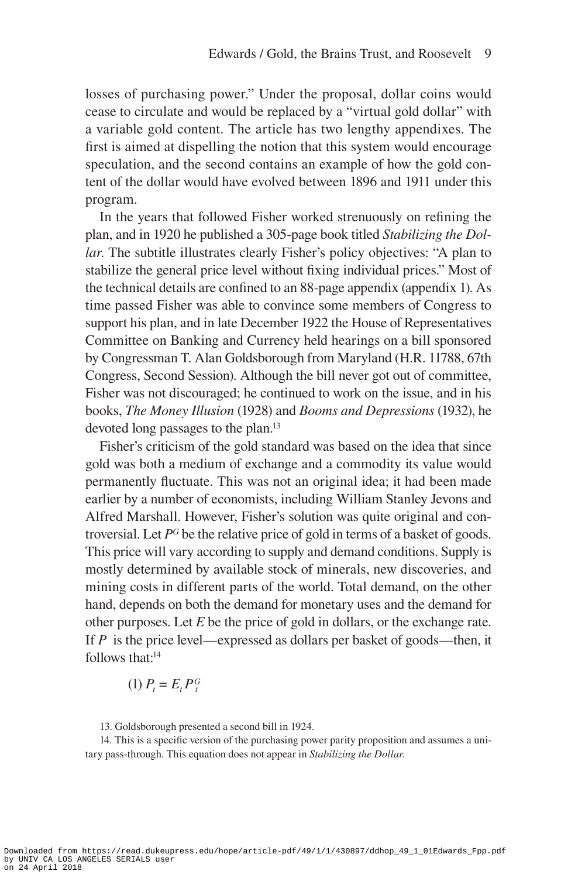losses of purchasing power." Under the proposal, dollar coins would cease to circulate and would be replaced by a "virtual gold dollar" with a variable gold content. The article has two lengthy appendixes. The first is aimed at dispelling the notion that this system would encourage speculation, and the second contains an example of how the gold content of the dollar would have evolved between 1896 and 1911 under this program.

In the years that followed Fisher worked strenuously on refining the plan, and in 1920 he published a 305-page book titled *Stabilizing the Dollar*. The subtitle illustrates clearly Fisher's policy objectives: "A plan to stabilize the general price level without fixing individual prices." Most of the technical details are confined to an 88-page appendix (appendix 1). As time passed Fisher was able to convince some members of Congress to support his plan, and in late December 1922 the House of Representatives Committee on Banking and Currency held hearings on a bill sponsored by Congressman T. Alan Goldsborough from Maryland (H.R. 11788, 67th Congress, Second Session). Although the bill never got out of committee, Fisher was not discouraged; he continued to work on the issue, and in his books, *The Money Illusion* (1928) and *Booms and Depressions* (1932), he devoted long passages to the plan.[13]

Fisher's criticism of the gold standard was based on the idea that since gold was both a medium of exchange and a commodity its value would permanently fluctuate. This was not an original idea; it had been made earlier by a number of economists, including William Stanley Jevons and Alfred Marshall. However, Fisher's solution was quite original and controversial. Let $P^G$ be the relative price of gold in terms of a basket of goods. This price will vary according to supply and demand conditions. Supply is mostly determined by available stock of minerals, new discoveries, and mining costs in different parts of the world. Total demand, on the other hand, depends on both the demand for monetary uses and the demand for other purposes. Let $E$ be the price of gold in dollars, or the exchange rate. If $P$ is the price level—expressed as dollars per basket of goods—then, it follows that:[14]

$$(1)\ P_t = E_t P_t^G$$

13. Goldsborough presented a second bill in 1924.

14. This is a specific version of the purchasing power parity proposition and assumes a unitary pass-through. This equation does not appear in *Stabilizing the Dollar*.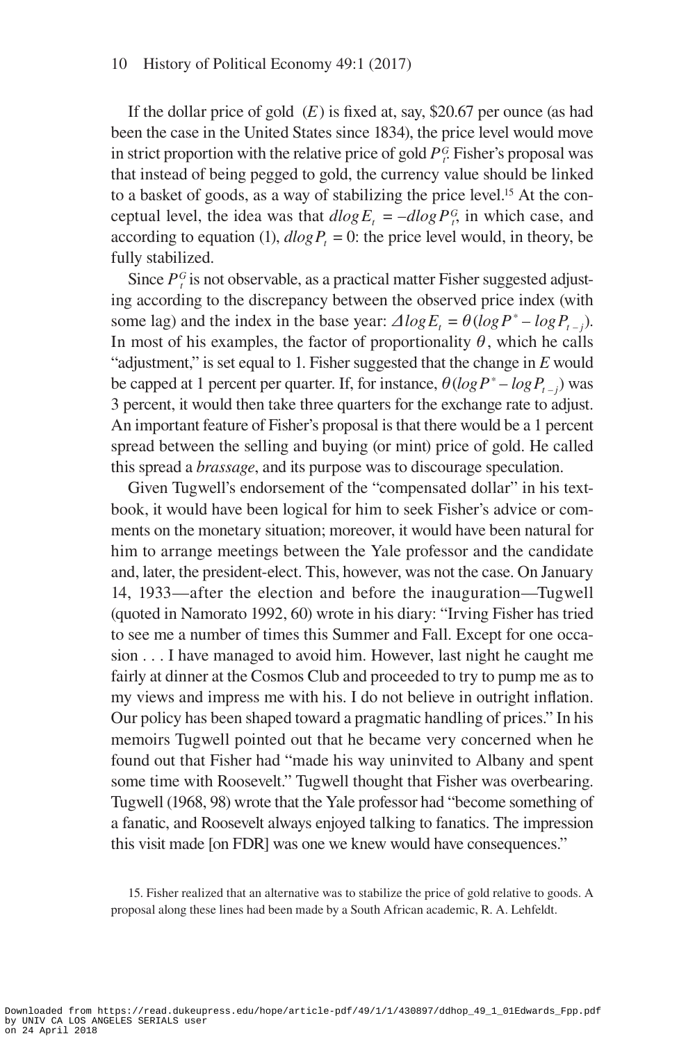If the dollar price of gold ($E$) is fixed at, say, \$20.67 per ounce (as had been the case in the United States since 1834), the price level would move in strict proportion with the relative price of gold $P_t^G$. Fisher's proposal was that instead of being pegged to gold, the currency value should be linked to a basket of goods, as a way of stabilizing the price level.[15] At the conceptual level, the idea was that $dlog E_t = -dlog P_t^G$, in which case, and according to equation (1), $dlog P_t = 0$: the price level would, in theory, be fully stabilized.

Since $P_t^G$ is not observable, as a practical matter Fisher suggested adjusting according to the discrepancy between the observed price index (with some lag) and the index in the base year: $\Delta log E_t = \theta(log P^* - log P_{t-j})$. In most of his examples, the factor of proportionality $\theta$, which he calls "adjustment," is set equal to 1. Fisher suggested that the change in $E$ would be capped at 1 percent per quarter. If, for instance, $\theta(log P^* - log P_{t-j})$ was 3 percent, it would then take three quarters for the exchange rate to adjust. An important feature of Fisher's proposal is that there would be a 1 percent spread between the selling and buying (or mint) price of gold. He called this spread a *brassage*, and its purpose was to discourage speculation.

Given Tugwell's endorsement of the "compensated dollar" in his textbook, it would have been logical for him to seek Fisher's advice or comments on the monetary situation; moreover, it would have been natural for him to arrange meetings between the Yale professor and the candidate and, later, the president-elect. This, however, was not the case. On January 14, 1933—after the election and before the inauguration—Tugwell (quoted in Namorato 1992, 60) wrote in his diary: "Irving Fisher has tried to see me a number of times this Summer and Fall. Except for one occasion . . . I have managed to avoid him. However, last night he caught me fairly at dinner at the Cosmos Club and proceeded to try to pump me as to my views and impress me with his. I do not believe in outright inflation. Our policy has been shaped toward a pragmatic handling of prices." In his memoirs Tugwell pointed out that he became very concerned when he found out that Fisher had "made his way uninvited to Albany and spent some time with Roosevelt." Tugwell thought that Fisher was overbearing. Tugwell (1968, 98) wrote that the Yale professor had "become something of a fanatic, and Roosevelt always enjoyed talking to fanatics. The impression this visit made [on FDR] was one we knew would have consequences."

15. Fisher realized that an alternative was to stabilize the price of gold relative to goods. A proposal along these lines had been made by a South African academic, R. A. Lehfeldt.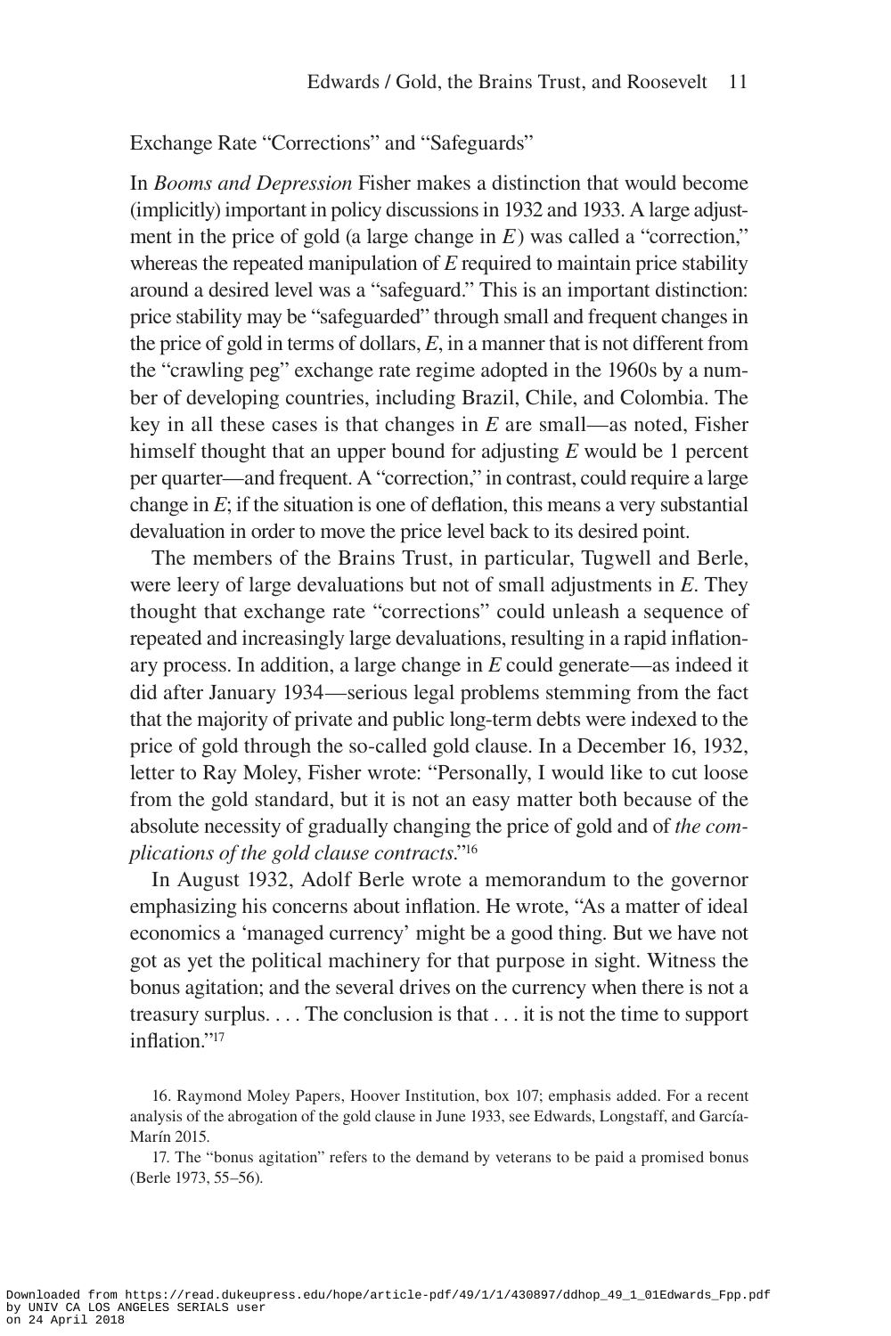## Exchange Rate "Corrections" and "Safeguards"

In *Booms and Depression* Fisher makes a distinction that would become (implicitly) important in policy discussions in 1932 and 1933. A large adjustment in the price of gold (a large change in $E$) was called a "correction," whereas the repeated manipulation of $E$ required to maintain price stability around a desired level was a "safeguard." This is an important distinction: price stability may be "safeguarded" through small and frequent changes in the price of gold in terms of dollars, $E$, in a manner that is not different from the "crawling peg" exchange rate regime adopted in the 1960s by a number of developing countries, including Brazil, Chile, and Colombia. The key in all these cases is that changes in $E$ are small—as noted, Fisher himself thought that an upper bound for adjusting $E$ would be 1 percent per quarter—and frequent. A "correction," in contrast, could require a large change in $E$; if the situation is one of deflation, this means a very substantial devaluation in order to move the price level back to its desired point.

The members of the Brains Trust, in particular, Tugwell and Berle, were leery of large devaluations but not of small adjustments in $E$. They thought that exchange rate "corrections" could unleash a sequence of repeated and increasingly large devaluations, resulting in a rapid inflationary process. In addition, a large change in $E$ could generate—as indeed it did after January 1934—serious legal problems stemming from the fact that the majority of private and public long-term debts were indexed to the price of gold through the so-called gold clause. In a December 16, 1932, letter to Ray Moley, Fisher wrote: "Personally, I would like to cut loose from the gold standard, but it is not an easy matter both because of the absolute necessity of gradually changing the price of gold and of *the complications of the gold clause contracts*."[16]

In August 1932, Adolf Berle wrote a memorandum to the governor emphasizing his concerns about inflation. He wrote, "As a matter of ideal economics a 'managed currency' might be a good thing. But we have not got as yet the political machinery for that purpose in sight. Witness the bonus agitation; and the several drives on the currency when there is not a treasury surplus. . . . The conclusion is that . . . it is not the time to support inflation."[17]

16. Raymond Moley Papers, Hoover Institution, box 107; emphasis added. For a recent analysis of the abrogation of the gold clause in June 1933, see Edwards, Longstaff, and García-Marín 2015.

17. The "bonus agitation" refers to the demand by veterans to be paid a promised bonus (Berle 1973, 55–56).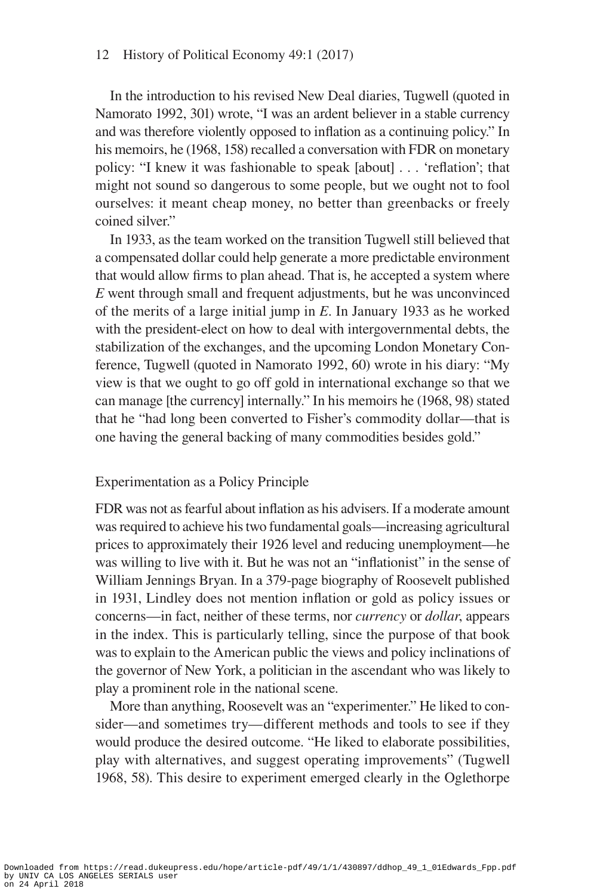In the introduction to his revised New Deal diaries, Tugwell (quoted in Namorato 1992, 301) wrote, "I was an ardent believer in a stable currency and was therefore violently opposed to inflation as a continuing policy." In his memoirs, he (1968, 158) recalled a conversation with FDR on monetary policy: "I knew it was fashionable to speak [about] . . . 'reflation'; that might not sound so dangerous to some people, but we ought not to fool ourselves: it meant cheap money, no better than greenbacks or freely coined silver."

In 1933, as the team worked on the transition Tugwell still believed that a compensated dollar could help generate a more predictable environment that would allow firms to plan ahead. That is, he accepted a system where $E$ went through small and frequent adjustments, but he was unconvinced of the merits of a large initial jump in $E$. In January 1933 as he worked with the president-elect on how to deal with intergovernmental debts, the stabilization of the exchanges, and the upcoming London Monetary Conference, Tugwell (quoted in Namorato 1992, 60) wrote in his diary: "My view is that we ought to go off gold in international exchange so that we can manage [the currency] internally." In his memoirs he (1968, 98) stated that he "had long been converted to Fisher's commodity dollar—that is one having the general backing of many commodities besides gold."

## Experimentation as a Policy Principle

FDR was not as fearful about inflation as his advisers. If a moderate amount was required to achieve his two fundamental goals—increasing agricultural prices to approximately their 1926 level and reducing unemployment—he was willing to live with it. But he was not an "inflationist" in the sense of William Jennings Bryan. In a 379-page biography of Roosevelt published in 1931, Lindley does not mention inflation or gold as policy issues or concerns—in fact, neither of these terms, nor *currency* or *dollar*, appears in the index. This is particularly telling, since the purpose of that book was to explain to the American public the views and policy inclinations of the governor of New York, a politician in the ascendant who was likely to play a prominent role in the national scene.

More than anything, Roosevelt was an "experimenter." He liked to consider—and sometimes try—different methods and tools to see if they would produce the desired outcome. "He liked to elaborate possibilities, play with alternatives, and suggest operating improvements" (Tugwell 1968, 58). This desire to experiment emerged clearly in the Oglethorpe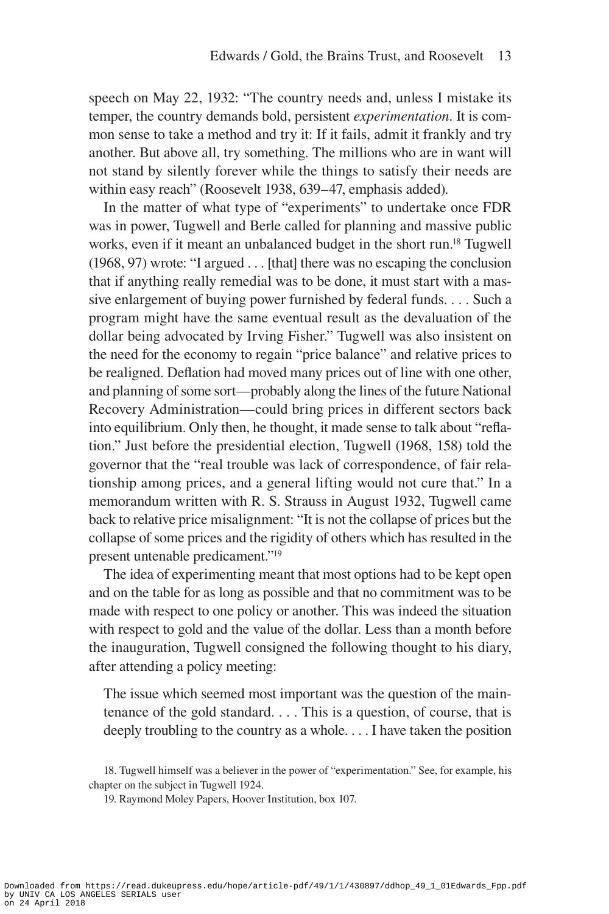speech on May 22, 1932: "The country needs and, unless I mistake its temper, the country demands bold, persistent *experimentation*. It is common sense to take a method and try it: If it fails, admit it frankly and try another. But above all, try something. The millions who are in want will not stand by silently forever while the things to satisfy their needs are within easy reach" (Roosevelt 1938, 639–47, emphasis added).

In the matter of what type of "experiments" to undertake once FDR was in power, Tugwell and Berle called for planning and massive public works, even if it meant an unbalanced budget in the short run.[18] Tugwell (1968, 97) wrote: "I argued . . . [that] there was no escaping the conclusion that if anything really remedial was to be done, it must start with a massive enlargement of buying power furnished by federal funds. . . . Such a program might have the same eventual result as the devaluation of the dollar being advocated by Irving Fisher." Tugwell was also insistent on the need for the economy to regain "price balance" and relative prices to be realigned. Deflation had moved many prices out of line with one other, and planning of some sort—probably along the lines of the future National Recovery Administration—could bring prices in different sectors back into equilibrium. Only then, he thought, it made sense to talk about "reflation." Just before the presidential election, Tugwell (1968, 158) told the governor that the "real trouble was lack of correspondence, of fair relationship among prices, and a general lifting would not cure that." In a memorandum written with R. S. Strauss in August 1932, Tugwell came back to relative price misalignment: "It is not the collapse of prices but the collapse of some prices and the rigidity of others which has resulted in the present untenable predicament."[19]

The idea of experimenting meant that most options had to be kept open and on the table for as long as possible and that no commitment was to be made with respect to one policy or another. This was indeed the situation with respect to gold and the value of the dollar. Less than a month before the inauguration, Tugwell consigned the following thought to his diary, after attending a policy meeting:

> The issue which seemed most important was the question of the maintenance of the gold standard. . . . This is a question, of course, that is deeply troubling to the country as a whole. . . . I have taken the position

18. Tugwell himself was a believer in the power of "experimentation." See, for example, his chapter on the subject in Tugwell 1924.

19. Raymond Moley Papers, Hoover Institution, box 107.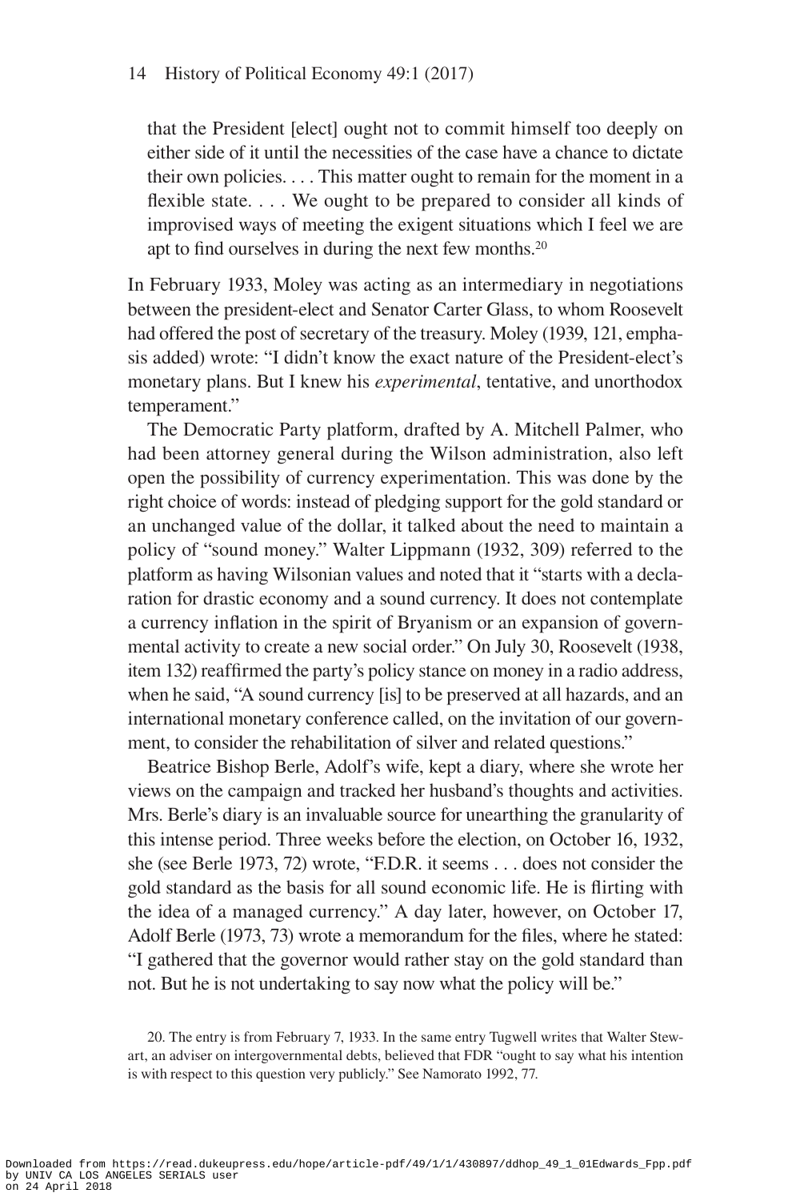> that the President [elect] ought not to commit himself too deeply on either side of it until the necessities of the case have a chance to dictate their own policies. . . . This matter ought to remain for the moment in a flexible state. . . . We ought to be prepared to consider all kinds of improvised ways of meeting the exigent situations which I feel we are apt to find ourselves in during the next few months.[20]

In February 1933, Moley was acting as an intermediary in negotiations between the president-elect and Senator Carter Glass, to whom Roosevelt had offered the post of secretary of the treasury. Moley (1939, 121, emphasis added) wrote: "I didn't know the exact nature of the President-elect's monetary plans. But I knew his *experimental*, tentative, and unorthodox temperament."

The Democratic Party platform, drafted by A. Mitchell Palmer, who had been attorney general during the Wilson administration, also left open the possibility of currency experimentation. This was done by the right choice of words: instead of pledging support for the gold standard or an unchanged value of the dollar, it talked about the need to maintain a policy of "sound money." Walter Lippmann (1932, 309) referred to the platform as having Wilsonian values and noted that it "starts with a declaration for drastic economy and a sound currency. It does not contemplate a currency inflation in the spirit of Bryanism or an expansion of governmental activity to create a new social order." On July 30, Roosevelt (1938, item 132) reaffirmed the party's policy stance on money in a radio address, when he said, "A sound currency [is] to be preserved at all hazards, and an international monetary conference called, on the invitation of our government, to consider the rehabilitation of silver and related questions."

Beatrice Bishop Berle, Adolf's wife, kept a diary, where she wrote her views on the campaign and tracked her husband's thoughts and activities. Mrs. Berle's diary is an invaluable source for unearthing the granularity of this intense period. Three weeks before the election, on October 16, 1932, she (see Berle 1973, 72) wrote, "F.D.R. it seems . . . does not consider the gold standard as the basis for all sound economic life. He is flirting with the idea of a managed currency." A day later, however, on October 17, Adolf Berle (1973, 73) wrote a memorandum for the files, where he stated: "I gathered that the governor would rather stay on the gold standard than not. But he is not undertaking to say now what the policy will be."

20. The entry is from February 7, 1933. In the same entry Tugwell writes that Walter Stewart, an adviser on intergovernmental debts, believed that FDR "ought to say what his intention is with respect to this question very publicly." See Namorato 1992, 77.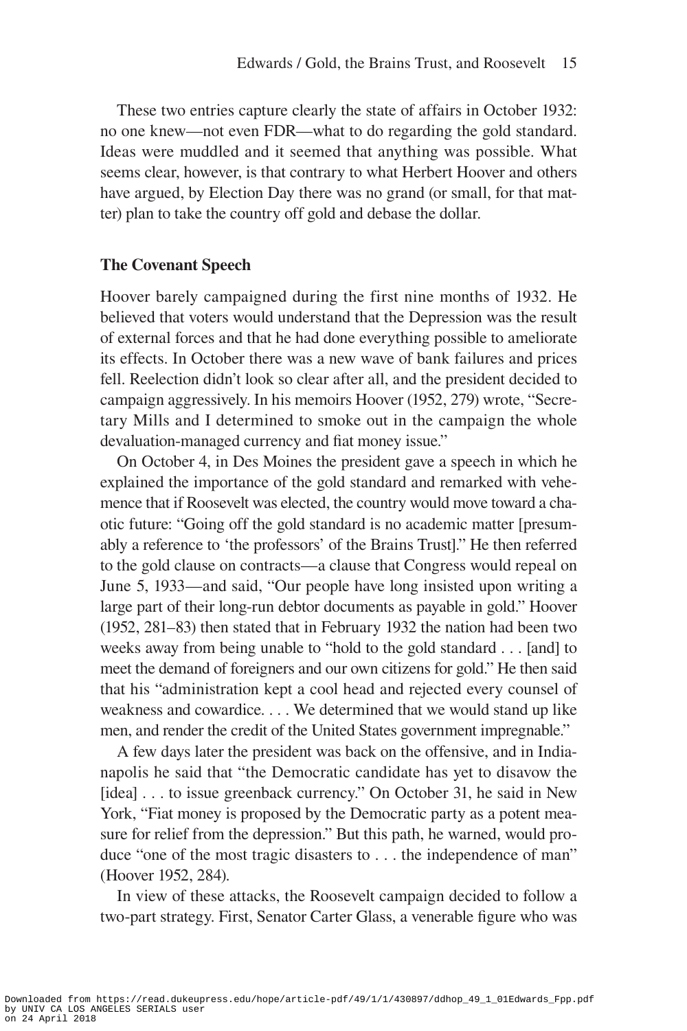These two entries capture clearly the state of affairs in October 1932: no one knew—not even FDR—what to do regarding the gold standard. Ideas were muddled and it seemed that anything was possible. What seems clear, however, is that contrary to what Herbert Hoover and others have argued, by Election Day there was no grand (or small, for that matter) plan to take the country off gold and debase the dollar.

## The Covenant Speech

Hoover barely campaigned during the first nine months of 1932. He believed that voters would understand that the Depression was the result of external forces and that he had done everything possible to ameliorate its effects. In October there was a new wave of bank failures and prices fell. Reelection didn't look so clear after all, and the president decided to campaign aggressively. In his memoirs Hoover (1952, 279) wrote, "Secretary Mills and I determined to smoke out in the campaign the whole devaluation-managed currency and fiat money issue."

On October 4, in Des Moines the president gave a speech in which he explained the importance of the gold standard and remarked with vehemence that if Roosevelt was elected, the country would move toward a chaotic future: "Going off the gold standard is no academic matter [presumably a reference to 'the professors' of the Brains Trust]." He then referred to the gold clause on contracts—a clause that Congress would repeal on June 5, 1933—and said, "Our people have long insisted upon writing a large part of their long-run debtor documents as payable in gold." Hoover (1952, 281–83) then stated that in February 1932 the nation had been two weeks away from being unable to "hold to the gold standard . . . [and] to meet the demand of foreigners and our own citizens for gold." He then said that his "administration kept a cool head and rejected every counsel of weakness and cowardice. . . . We determined that we would stand up like men, and render the credit of the United States government impregnable."

A few days later the president was back on the offensive, and in Indianapolis he said that "the Democratic candidate has yet to disavow the [idea] . . . to issue greenback currency." On October 31, he said in New York, "Fiat money is proposed by the Democratic party as a potent measure for relief from the depression." But this path, he warned, would produce "one of the most tragic disasters to . . . the independence of man" (Hoover 1952, 284).

In view of these attacks, the Roosevelt campaign decided to follow a two-part strategy. First, Senator Carter Glass, a venerable figure who was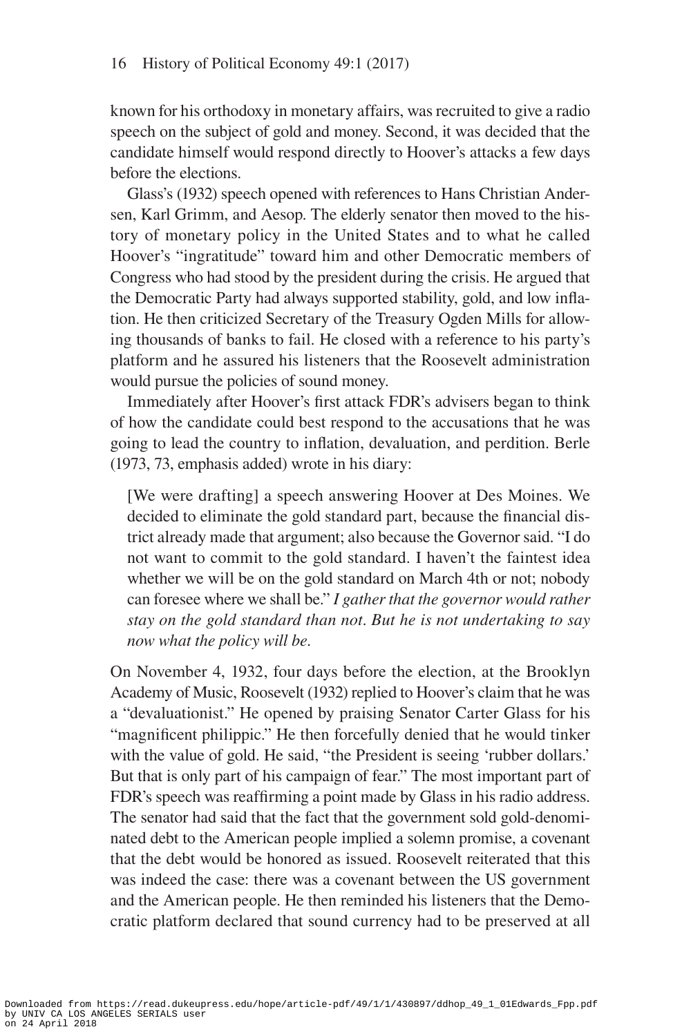known for his orthodoxy in monetary affairs, was recruited to give a radio speech on the subject of gold and money. Second, it was decided that the candidate himself would respond directly to Hoover's attacks a few days before the elections.

Glass's (1932) speech opened with references to Hans Christian Andersen, Karl Grimm, and Aesop. The elderly senator then moved to the history of monetary policy in the United States and to what he called Hoover's "ingratitude" toward him and other Democratic members of Congress who had stood by the president during the crisis. He argued that the Democratic Party had always supported stability, gold, and low inflation. He then criticized Secretary of the Treasury Ogden Mills for allowing thousands of banks to fail. He closed with a reference to his party's platform and he assured his listeners that the Roosevelt administration would pursue the policies of sound money.

Immediately after Hoover's first attack FDR's advisers began to think of how the candidate could best respond to the accusations that he was going to lead the country to inflation, devaluation, and perdition. Berle (1973, 73, emphasis added) wrote in his diary:

> [We were drafting] a speech answering Hoover at Des Moines. We decided to eliminate the gold standard part, because the financial district already made that argument; also because the Governor said. "I do not want to commit to the gold standard. I haven't the faintest idea whether we will be on the gold standard on March 4th or not; nobody can foresee where we shall be." *I gather that the governor would rather stay on the gold standard than not. But he is not undertaking to say now what the policy will be.*

On November 4, 1932, four days before the election, at the Brooklyn Academy of Music, Roosevelt (1932) replied to Hoover's claim that he was a "devaluationist." He opened by praising Senator Carter Glass for his "magnificent philippic." He then forcefully denied that he would tinker with the value of gold. He said, "the President is seeing 'rubber dollars.' But that is only part of his campaign of fear." The most important part of FDR's speech was reaffirming a point made by Glass in his radio address. The senator had said that the fact that the government sold gold-denominated debt to the American people implied a solemn promise, a covenant that the debt would be honored as issued. Roosevelt reiterated that this was indeed the case: there was a covenant between the US government and the American people. He then reminded his listeners that the Democratic platform declared that sound currency had to be preserved at all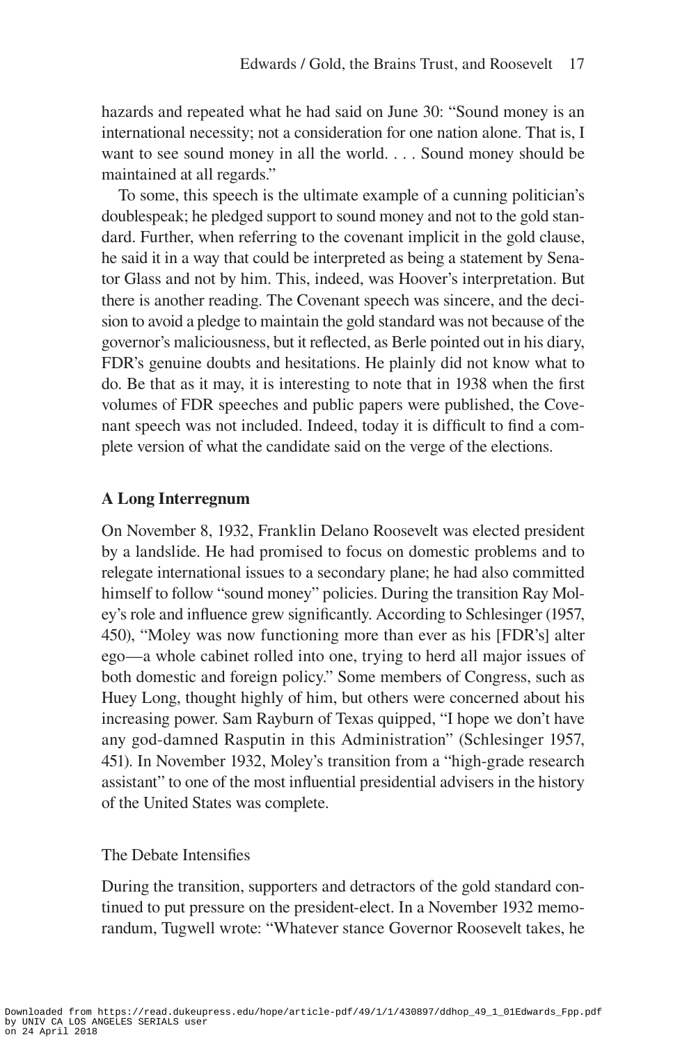hazards and repeated what he had said on June 30: "Sound money is an international necessity; not a consideration for one nation alone. That is, I want to see sound money in all the world. . . . Sound money should be maintained at all regards."

To some, this speech is the ultimate example of a cunning politician's doublespeak; he pledged support to sound money and not to the gold standard. Further, when referring to the covenant implicit in the gold clause, he said it in a way that could be interpreted as being a statement by Senator Glass and not by him. This, indeed, was Hoover's interpretation. But there is another reading. The Covenant speech was sincere, and the decision to avoid a pledge to maintain the gold standard was not because of the governor's maliciousness, but it reflected, as Berle pointed out in his diary, FDR's genuine doubts and hesitations. He plainly did not know what to do. Be that as it may, it is interesting to note that in 1938 when the first volumes of FDR speeches and public papers were published, the Covenant speech was not included. Indeed, today it is difficult to find a complete version of what the candidate said on the verge of the elections.

## A Long Interregnum

On November 8, 1932, Franklin Delano Roosevelt was elected president by a landslide. He had promised to focus on domestic problems and to relegate international issues to a secondary plane; he had also committed himself to follow "sound money" policies. During the transition Ray Moley's role and influence grew significantly. According to Schlesinger (1957, 450), "Moley was now functioning more than ever as his [FDR's] alter ego—a whole cabinet rolled into one, trying to herd all major issues of both domestic and foreign policy." Some members of Congress, such as Huey Long, thought highly of him, but others were concerned about his increasing power. Sam Rayburn of Texas quipped, "I hope we don't have any god-damned Rasputin in this Administration" (Schlesinger 1957, 451). In November 1932, Moley's transition from a "high-grade research assistant" to one of the most influential presidential advisers in the history of the United States was complete.

### The Debate Intensifies

During the transition, supporters and detractors of the gold standard continued to put pressure on the president-elect. In a November 1932 memorandum, Tugwell wrote: "Whatever stance Governor Roosevelt takes, he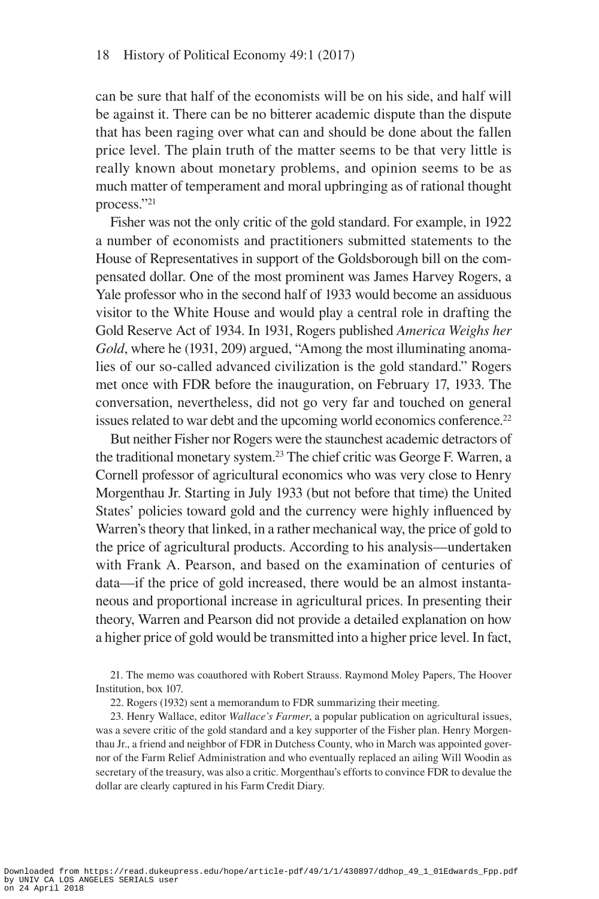can be sure that half of the economists will be on his side, and half will be against it. There can be no bitterer academic dispute than the dispute that has been raging over what can and should be done about the fallen price level. The plain truth of the matter seems to be that very little is really known about monetary problems, and opinion seems to be as much matter of temperament and moral upbringing as of rational thought process."[21]

Fisher was not the only critic of the gold standard. For example, in 1922 a number of economists and practitioners submitted statements to the House of Representatives in support of the Goldsborough bill on the compensated dollar. One of the most prominent was James Harvey Rogers, a Yale professor who in the second half of 1933 would become an assiduous visitor to the White House and would play a central role in drafting the Gold Reserve Act of 1934. In 1931, Rogers published *America Weighs her Gold*, where he (1931, 209) argued, "Among the most illuminating anomalies of our so-called advanced civilization is the gold standard." Rogers met once with FDR before the inauguration, on February 17, 1933. The conversation, nevertheless, did not go very far and touched on general issues related to war debt and the upcoming world economics conference.[22]

But neither Fisher nor Rogers were the staunchest academic detractors of the traditional monetary system.[23] The chief critic was George F. Warren, a Cornell professor of agricultural economics who was very close to Henry Morgenthau Jr. Starting in July 1933 (but not before that time) the United States' policies toward gold and the currency were highly influenced by Warren's theory that linked, in a rather mechanical way, the price of gold to the price of agricultural products. According to his analysis—undertaken with Frank A. Pearson, and based on the examination of centuries of data—if the price of gold increased, there would be an almost instantaneous and proportional increase in agricultural prices. In presenting their theory, Warren and Pearson did not provide a detailed explanation on how a higher price of gold would be transmitted into a higher price level. In fact,

21. The memo was coauthored with Robert Strauss. Raymond Moley Papers, The Hoover Institution, box 107.

22. Rogers (1932) sent a memorandum to FDR summarizing their meeting.

23. Henry Wallace, editor *Wallace's Farmer*, a popular publication on agricultural issues, was a severe critic of the gold standard and a key supporter of the Fisher plan. Henry Morgenthau Jr., a friend and neighbor of FDR in Dutchess County, who in March was appointed governor of the Farm Relief Administration and who eventually replaced an ailing Will Woodin as secretary of the treasury, was also a critic. Morgenthau's efforts to convince FDR to devalue the dollar are clearly captured in his Farm Credit Diary.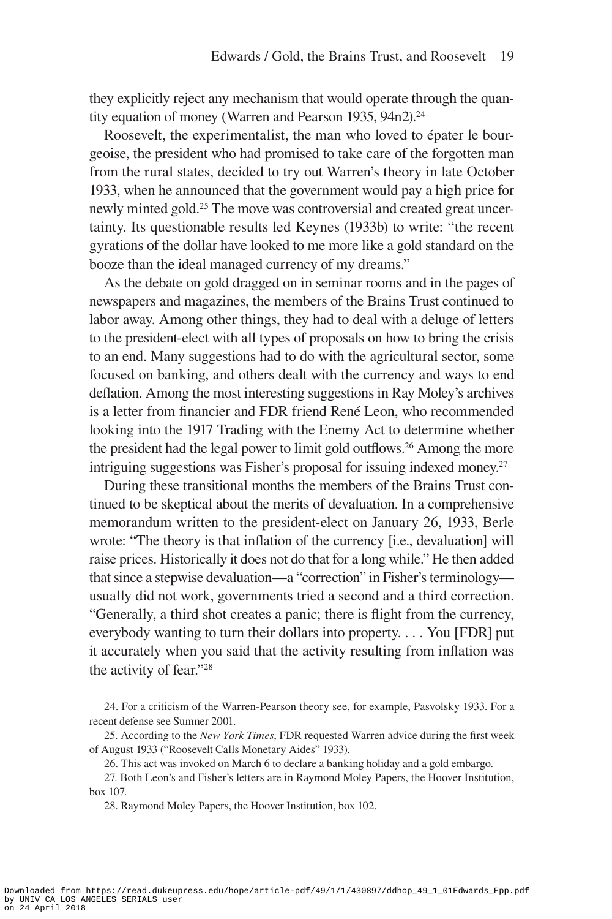they explicitly reject any mechanism that would operate through the quantity equation of money (Warren and Pearson 1935, 94n2).[24]

Roosevelt, the experimentalist, the man who loved to épater le bourgeoise, the president who had promised to take care of the forgotten man from the rural states, decided to try out Warren's theory in late October 1933, when he announced that the government would pay a high price for newly minted gold.[25] The move was controversial and created great uncertainty. Its questionable results led Keynes (1933b) to write: "the recent gyrations of the dollar have looked to me more like a gold standard on the booze than the ideal managed currency of my dreams."

As the debate on gold dragged on in seminar rooms and in the pages of newspapers and magazines, the members of the Brains Trust continued to labor away. Among other things, they had to deal with a deluge of letters to the president-elect with all types of proposals on how to bring the crisis to an end. Many suggestions had to do with the agricultural sector, some focused on banking, and others dealt with the currency and ways to end deflation. Among the most interesting suggestions in Ray Moley's archives is a letter from financier and FDR friend René Leon, who recommended looking into the 1917 Trading with the Enemy Act to determine whether the president had the legal power to limit gold outflows.[26] Among the more intriguing suggestions was Fisher's proposal for issuing indexed money.[27]

During these transitional months the members of the Brains Trust continued to be skeptical about the merits of devaluation. In a comprehensive memorandum written to the president-elect on January 26, 1933, Berle wrote: "The theory is that inflation of the currency [i.e., devaluation] will raise prices. Historically it does not do that for a long while." He then added that since a stepwise devaluation—a "correction" in Fisher's terminology—usually did not work, governments tried a second and a third correction. "Generally, a third shot creates a panic; there is flight from the currency, everybody wanting to turn their dollars into property. . . . You [FDR] put it accurately when you said that the activity resulting from inflation was the activity of fear."[28]

24. For a criticism of the Warren-Pearson theory see, for example, Pasvolsky 1933. For a recent defense see Sumner 2001.

25. According to the *New York Times*, FDR requested Warren advice during the first week of August 1933 ("Roosevelt Calls Monetary Aides" 1933).

26. This act was invoked on March 6 to declare a banking holiday and a gold embargo.

27. Both Leon's and Fisher's letters are in Raymond Moley Papers, the Hoover Institution, box 107.

28. Raymond Moley Papers, the Hoover Institution, box 102.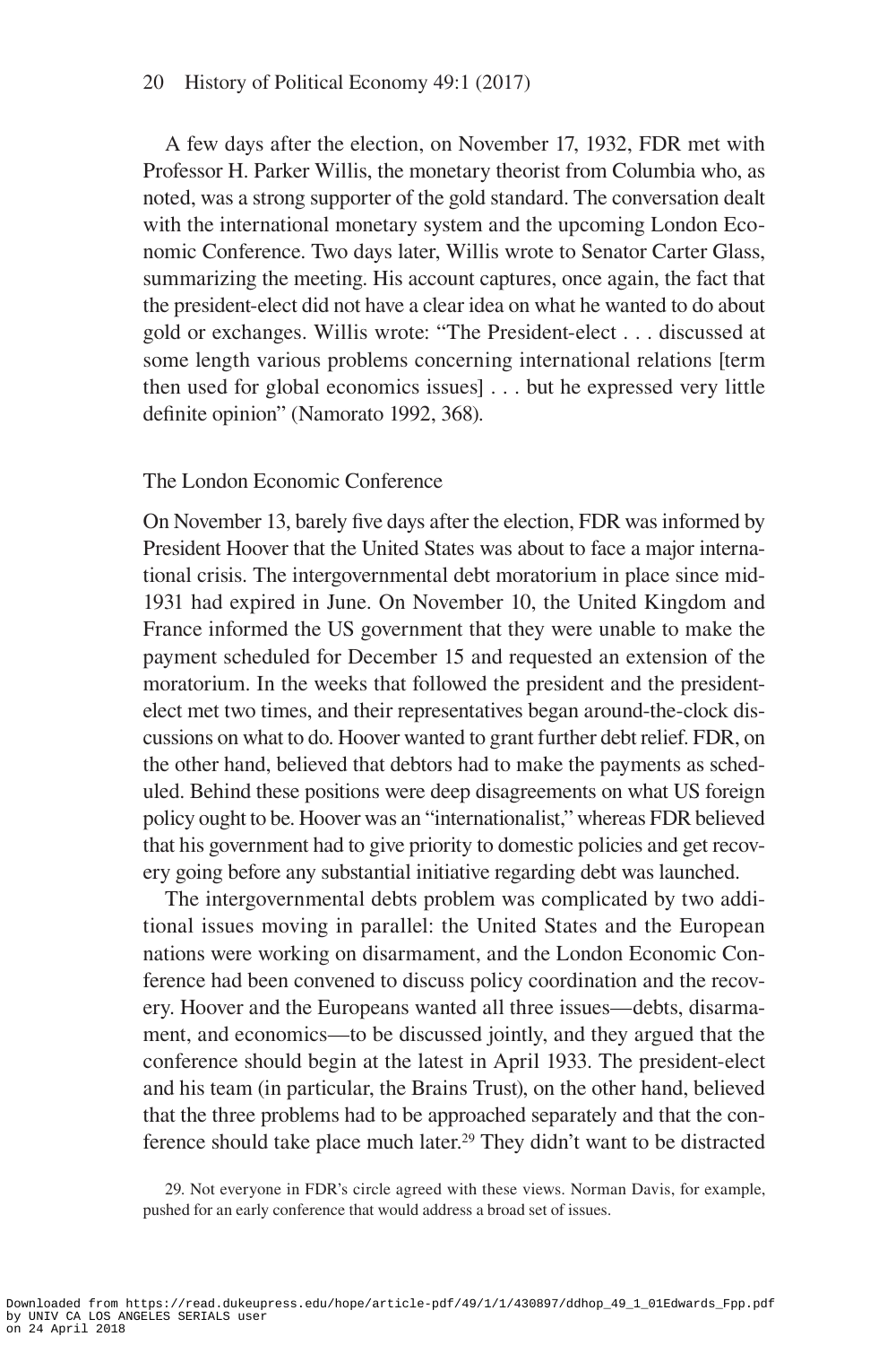A few days after the election, on November 17, 1932, FDR met with Professor H. Parker Willis, the monetary theorist from Columbia who, as noted, was a strong supporter of the gold standard. The conversation dealt with the international monetary system and the upcoming London Economic Conference. Two days later, Willis wrote to Senator Carter Glass, summarizing the meeting. His account captures, once again, the fact that the president-elect did not have a clear idea on what he wanted to do about gold or exchanges. Willis wrote: "The President-elect . . . discussed at some length various problems concerning international relations [term then used for global economics issues] . . . but he expressed very little definite opinion" (Namorato 1992, 368).

## The London Economic Conference

On November 13, barely five days after the election, FDR was informed by President Hoover that the United States was about to face a major international crisis. The intergovernmental debt moratorium in place since mid-1931 had expired in June. On November 10, the United Kingdom and France informed the US government that they were unable to make the payment scheduled for December 15 and requested an extension of the moratorium. In the weeks that followed the president and the president-elect met two times, and their representatives began around-the-clock discussions on what to do. Hoover wanted to grant further debt relief. FDR, on the other hand, believed that debtors had to make the payments as scheduled. Behind these positions were deep disagreements on what US foreign policy ought to be. Hoover was an "internationalist," whereas FDR believed that his government had to give priority to domestic policies and get recovery going before any substantial initiative regarding debt was launched.

The intergovernmental debts problem was complicated by two additional issues moving in parallel: the United States and the European nations were working on disarmament, and the London Economic Conference had been convened to discuss policy coordination and the recovery. Hoover and the Europeans wanted all three issues—debts, disarmament, and economics—to be discussed jointly, and they argued that the conference should begin at the latest in April 1933. The president-elect and his team (in particular, the Brains Trust), on the other hand, believed that the three problems had to be approached separately and that the conference should take place much later.[29] They didn't want to be distracted

29. Not everyone in FDR's circle agreed with these views. Norman Davis, for example, pushed for an early conference that would address a broad set of issues.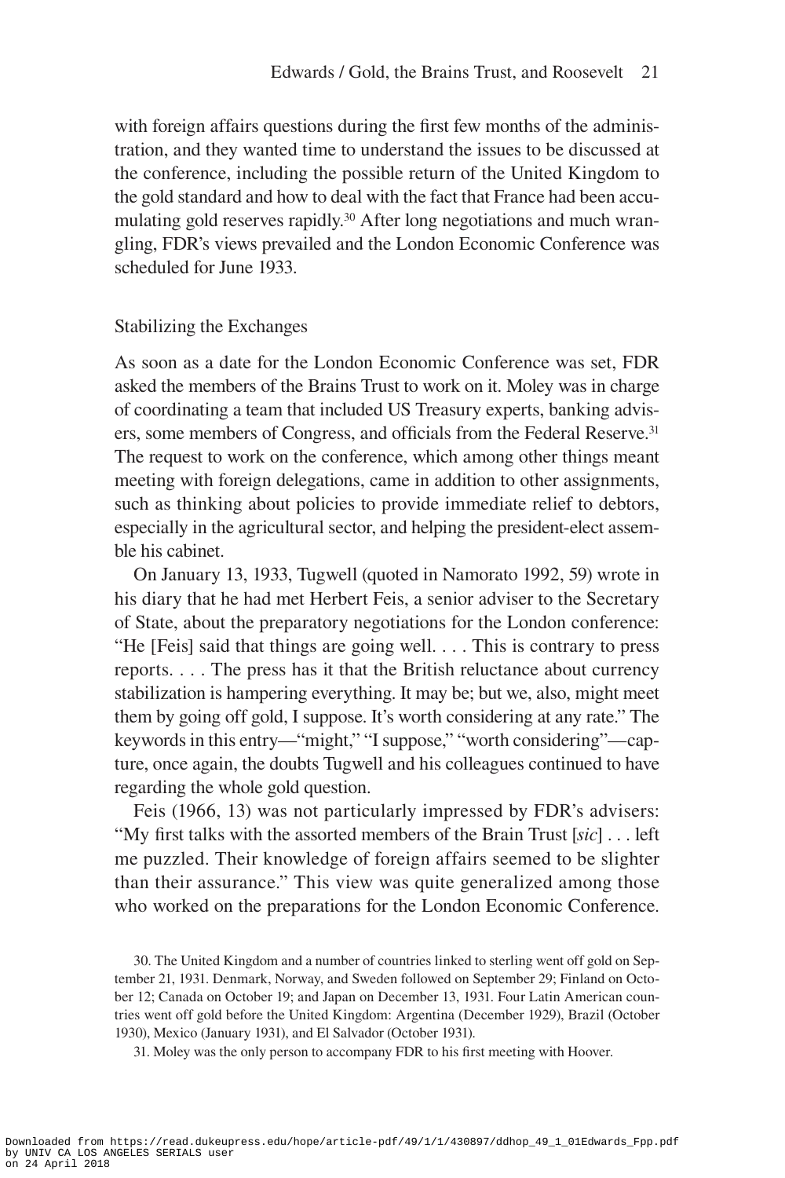with foreign affairs questions during the first few months of the administration, and they wanted time to understand the issues to be discussed at the conference, including the possible return of the United Kingdom to the gold standard and how to deal with the fact that France had been accumulating gold reserves rapidly.[30] After long negotiations and much wrangling, FDR's views prevailed and the London Economic Conference was scheduled for June 1933.

## Stabilizing the Exchanges

As soon as a date for the London Economic Conference was set, FDR asked the members of the Brains Trust to work on it. Moley was in charge of coordinating a team that included US Treasury experts, banking advisers, some members of Congress, and officials from the Federal Reserve.[31] The request to work on the conference, which among other things meant meeting with foreign delegations, came in addition to other assignments, such as thinking about policies to provide immediate relief to debtors, especially in the agricultural sector, and helping the president-elect assemble his cabinet.

On January 13, 1933, Tugwell (quoted in Namorato 1992, 59) wrote in his diary that he had met Herbert Feis, a senior adviser to the Secretary of State, about the preparatory negotiations for the London conference: "He [Feis] said that things are going well. . . . This is contrary to press reports. . . . The press has it that the British reluctance about currency stabilization is hampering everything. It may be; but we, also, might meet them by going off gold, I suppose. It's worth considering at any rate." The keywords in this entry—"might," "I suppose," "worth considering"—capture, once again, the doubts Tugwell and his colleagues continued to have regarding the whole gold question.

Feis (1966, 13) was not particularly impressed by FDR's advisers: "My first talks with the assorted members of the Brain Trust [*sic*] . . . left me puzzled. Their knowledge of foreign affairs seemed to be slighter than their assurance." This view was quite generalized among those who worked on the preparations for the London Economic Conference.

30. The United Kingdom and a number of countries linked to sterling went off gold on September 21, 1931. Denmark, Norway, and Sweden followed on September 29; Finland on October 12; Canada on October 19; and Japan on December 13, 1931. Four Latin American countries went off gold before the United Kingdom: Argentina (December 1929), Brazil (October 1930), Mexico (January 1931), and El Salvador (October 1931).

31. Moley was the only person to accompany FDR to his first meeting with Hoover.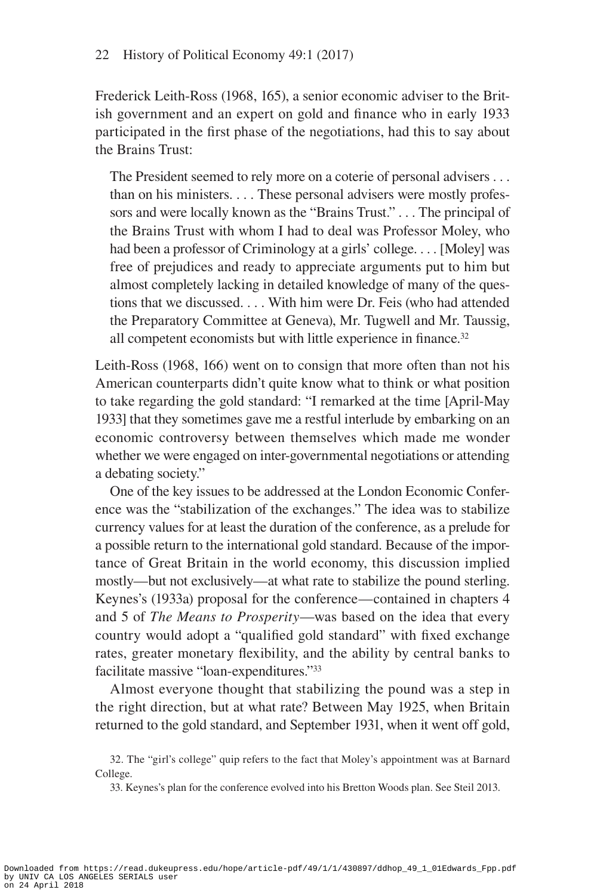Frederick Leith-Ross (1968, 165), a senior economic adviser to the British government and an expert on gold and finance who in early 1933 participated in the first phase of the negotiations, had this to say about the Brains Trust:

> The President seemed to rely more on a coterie of personal advisers . . . than on his ministers. . . . These personal advisers were mostly professors and were locally known as the "Brains Trust." . . . The principal of the Brains Trust with whom I had to deal was Professor Moley, who had been a professor of Criminology at a girls' college. . . . [Moley] was free of prejudices and ready to appreciate arguments put to him but almost completely lacking in detailed knowledge of many of the questions that we discussed. . . . With him were Dr. Feis (who had attended the Preparatory Committee at Geneva), Mr. Tugwell and Mr. Taussig, all competent economists but with little experience in finance.[32]

Leith-Ross (1968, 166) went on to consign that more often than not his American counterparts didn't quite know what to think or what position to take regarding the gold standard: "I remarked at the time [April-May 1933] that they sometimes gave me a restful interlude by embarking on an economic controversy between themselves which made me wonder whether we were engaged on inter-governmental negotiations or attending a debating society."

One of the key issues to be addressed at the London Economic Conference was the "stabilization of the exchanges." The idea was to stabilize currency values for at least the duration of the conference, as a prelude for a possible return to the international gold standard. Because of the importance of Great Britain in the world economy, this discussion implied mostly—but not exclusively—at what rate to stabilize the pound sterling. Keynes's (1933a) proposal for the conference—contained in chapters 4 and 5 of *The Means to Prosperity*—was based on the idea that every country would adopt a "qualified gold standard" with fixed exchange rates, greater monetary flexibility, and the ability by central banks to facilitate massive "loan-expenditures."[33]

Almost everyone thought that stabilizing the pound was a step in the right direction, but at what rate? Between May 1925, when Britain returned to the gold standard, and September 1931, when it went off gold,

32. The "girl's college" quip refers to the fact that Moley's appointment was at Barnard College.

33. Keynes's plan for the conference evolved into his Bretton Woods plan. See Steil 2013.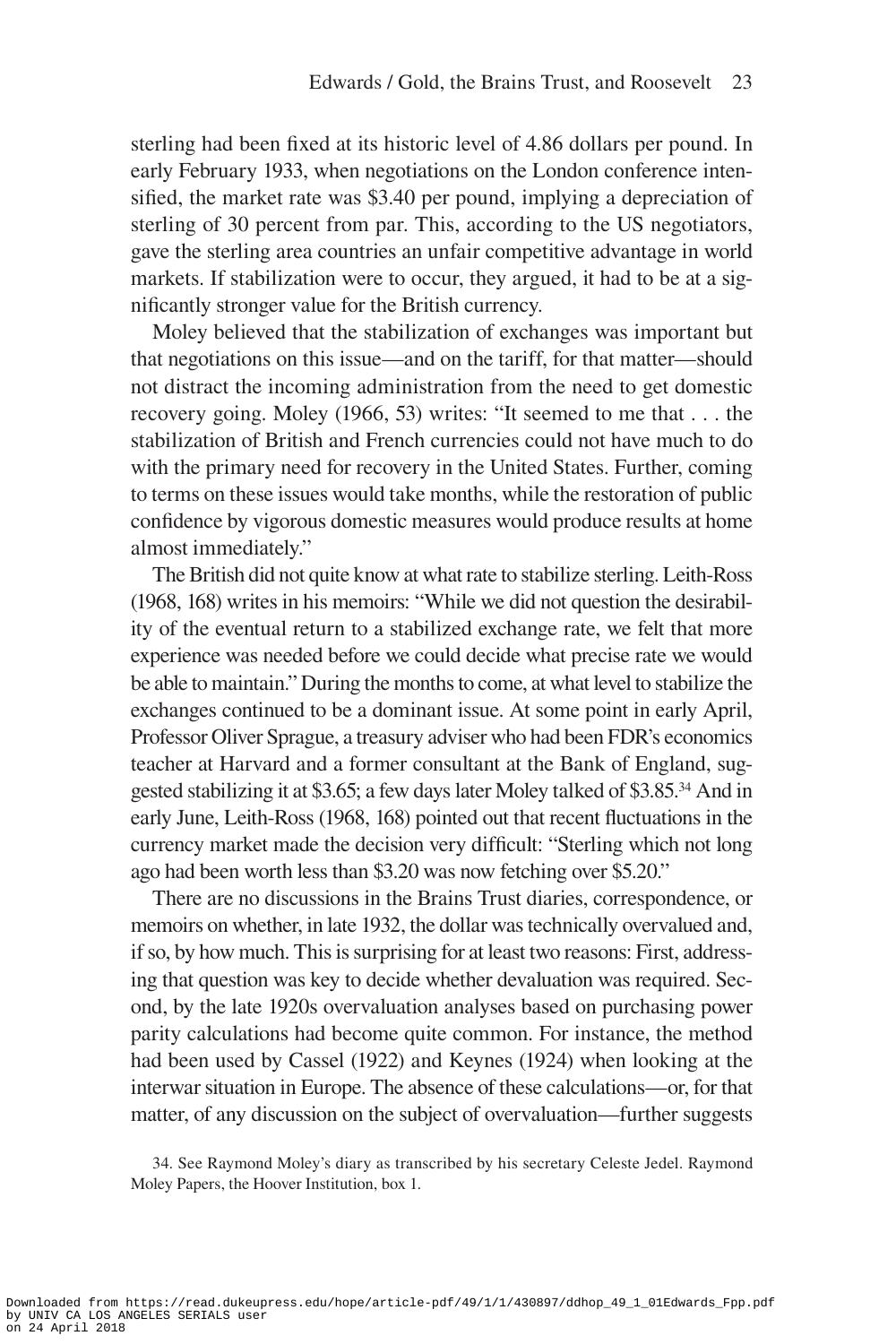sterling had been fixed at its historic level of 4.86 dollars per pound. In early February 1933, when negotiations on the London conference intensified, the market rate was $3.40 per pound, implying a depreciation of sterling of 30 percent from par. This, according to the US negotiators, gave the sterling area countries an unfair competitive advantage in world markets. If stabilization were to occur, they argued, it had to be at a significantly stronger value for the British currency.

Moley believed that the stabilization of exchanges was important but that negotiations on this issue—and on the tariff, for that matter—should not distract the incoming administration from the need to get domestic recovery going. Moley (1966, 53) writes: "It seemed to me that . . . the stabilization of British and French currencies could not have much to do with the primary need for recovery in the United States. Further, coming to terms on these issues would take months, while the restoration of public confidence by vigorous domestic measures would produce results at home almost immediately."

The British did not quite know at what rate to stabilize sterling. Leith-Ross (1968, 168) writes in his memoirs: "While we did not question the desirability of the eventual return to a stabilized exchange rate, we felt that more experience was needed before we could decide what precise rate we would be able to maintain." During the months to come, at what level to stabilize the exchanges continued to be a dominant issue. At some point in early April, Professor Oliver Sprague, a treasury adviser who had been FDR's economics teacher at Harvard and a former consultant at the Bank of England, suggested stabilizing it at $3.65; a few days later Moley talked of $3.85.[34] And in early June, Leith-Ross (1968, 168) pointed out that recent fluctuations in the currency market made the decision very difficult: "Sterling which not long ago had been worth less than $3.20 was now fetching over $5.20."

There are no discussions in the Brains Trust diaries, correspondence, or memoirs on whether, in late 1932, the dollar was technically overvalued and, if so, by how much. This is surprising for at least two reasons: First, addressing that question was key to decide whether devaluation was required. Second, by the late 1920s overvaluation analyses based on purchasing power parity calculations had become quite common. For instance, the method had been used by Cassel (1922) and Keynes (1924) when looking at the interwar situation in Europe. The absence of these calculations—or, for that matter, of any discussion on the subject of overvaluation—further suggests

34. See Raymond Moley's diary as transcribed by his secretary Celeste Jedel. Raymond Moley Papers, the Hoover Institution, box 1.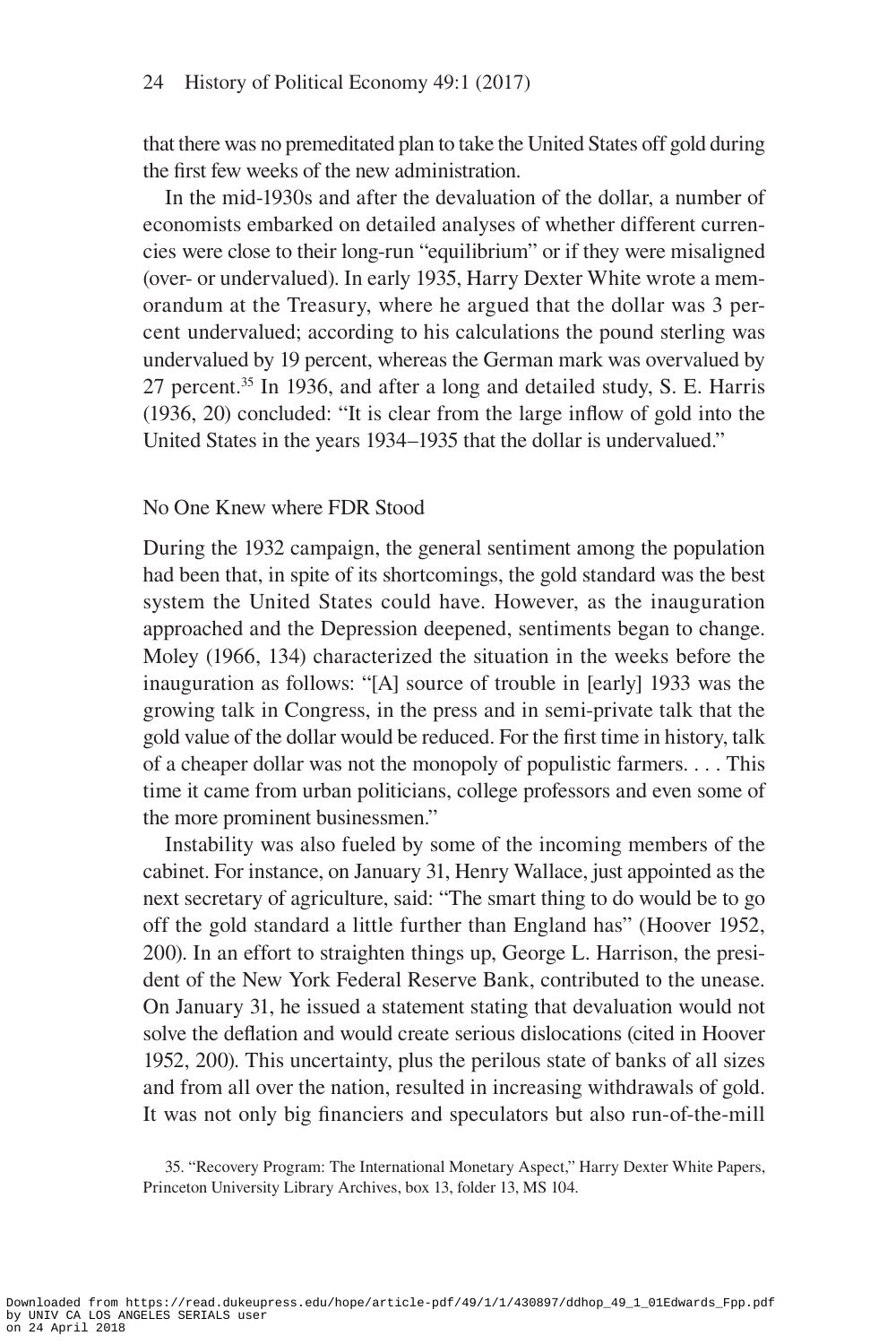that there was no premeditated plan to take the United States off gold during the first few weeks of the new administration.

In the mid-1930s and after the devaluation of the dollar, a number of economists embarked on detailed analyses of whether different currencies were close to their long-run "equilibrium" or if they were misaligned (over- or undervalued). In early 1935, Harry Dexter White wrote a memorandum at the Treasury, where he argued that the dollar was 3 percent undervalued; according to his calculations the pound sterling was undervalued by 19 percent, whereas the German mark was overvalued by 27 percent.[35] In 1936, and after a long and detailed study, S. E. Harris (1936, 20) concluded: "It is clear from the large inflow of gold into the United States in the years 1934–1935 that the dollar is undervalued."

## No One Knew where FDR Stood

During the 1932 campaign, the general sentiment among the population had been that, in spite of its shortcomings, the gold standard was the best system the United States could have. However, as the inauguration approached and the Depression deepened, sentiments began to change. Moley (1966, 134) characterized the situation in the weeks before the inauguration as follows: "[A] source of trouble in [early] 1933 was the growing talk in Congress, in the press and in semi-private talk that the gold value of the dollar would be reduced. For the first time in history, talk of a cheaper dollar was not the monopoly of populistic farmers. . . . This time it came from urban politicians, college professors and even some of the more prominent businessmen."

Instability was also fueled by some of the incoming members of the cabinet. For instance, on January 31, Henry Wallace, just appointed as the next secretary of agriculture, said: "The smart thing to do would be to go off the gold standard a little further than England has" (Hoover 1952, 200). In an effort to straighten things up, George L. Harrison, the president of the New York Federal Reserve Bank, contributed to the unease. On January 31, he issued a statement stating that devaluation would not solve the deflation and would create serious dislocations (cited in Hoover 1952, 200). This uncertainty, plus the perilous state of banks of all sizes and from all over the nation, resulted in increasing withdrawals of gold. It was not only big financiers and speculators but also run-of-the-mill

35. "Recovery Program: The International Monetary Aspect," Harry Dexter White Papers, Princeton University Library Archives, box 13, folder 13, MS 104.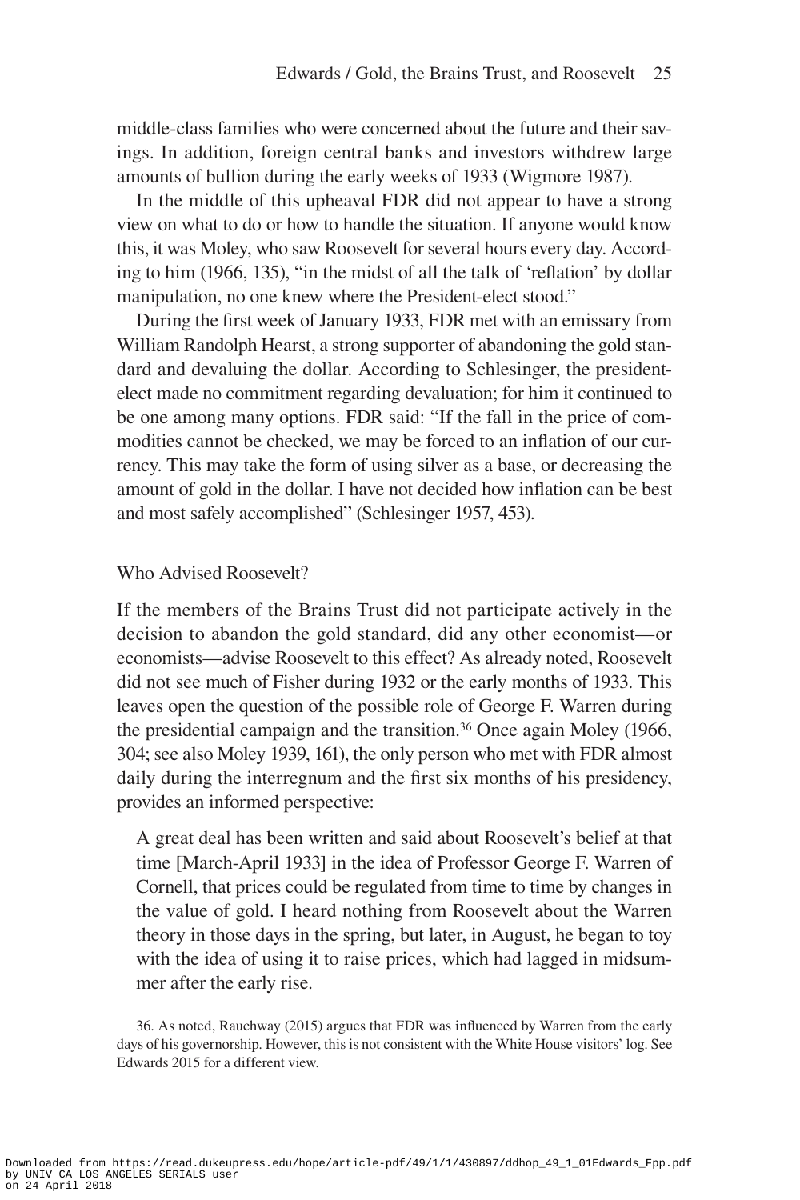middle-class families who were concerned about the future and their savings. In addition, foreign central banks and investors withdrew large amounts of bullion during the early weeks of 1933 (Wigmore 1987).

In the middle of this upheaval FDR did not appear to have a strong view on what to do or how to handle the situation. If anyone would know this, it was Moley, who saw Roosevelt for several hours every day. According to him (1966, 135), "in the midst of all the talk of 'reflation' by dollar manipulation, no one knew where the President-elect stood."

During the first week of January 1933, FDR met with an emissary from William Randolph Hearst, a strong supporter of abandoning the gold standard and devaluing the dollar. According to Schlesinger, the president-elect made no commitment regarding devaluation; for him it continued to be one among many options. FDR said: "If the fall in the price of commodities cannot be checked, we may be forced to an inflation of our currency. This may take the form of using silver as a base, or decreasing the amount of gold in the dollar. I have not decided how inflation can be best and most safely accomplished" (Schlesinger 1957, 453).

## Who Advised Roosevelt?

If the members of the Brains Trust did not participate actively in the decision to abandon the gold standard, did any other economist—or economists—advise Roosevelt to this effect? As already noted, Roosevelt did not see much of Fisher during 1932 or the early months of 1933. This leaves open the question of the possible role of George F. Warren during the presidential campaign and the transition.[36] Once again Moley (1966, 304; see also Moley 1939, 161), the only person who met with FDR almost daily during the interregnum and the first six months of his presidency, provides an informed perspective:

> A great deal has been written and said about Roosevelt's belief at that time [March-April 1933] in the idea of Professor George F. Warren of Cornell, that prices could be regulated from time to time by changes in the value of gold. I heard nothing from Roosevelt about the Warren theory in those days in the spring, but later, in August, he began to toy with the idea of using it to raise prices, which had lagged in midsummer after the early rise.

36. As noted, Rauchway (2015) argues that FDR was influenced by Warren from the early days of his governorship. However, this is not consistent with the White House visitors' log. See Edwards 2015 for a different view.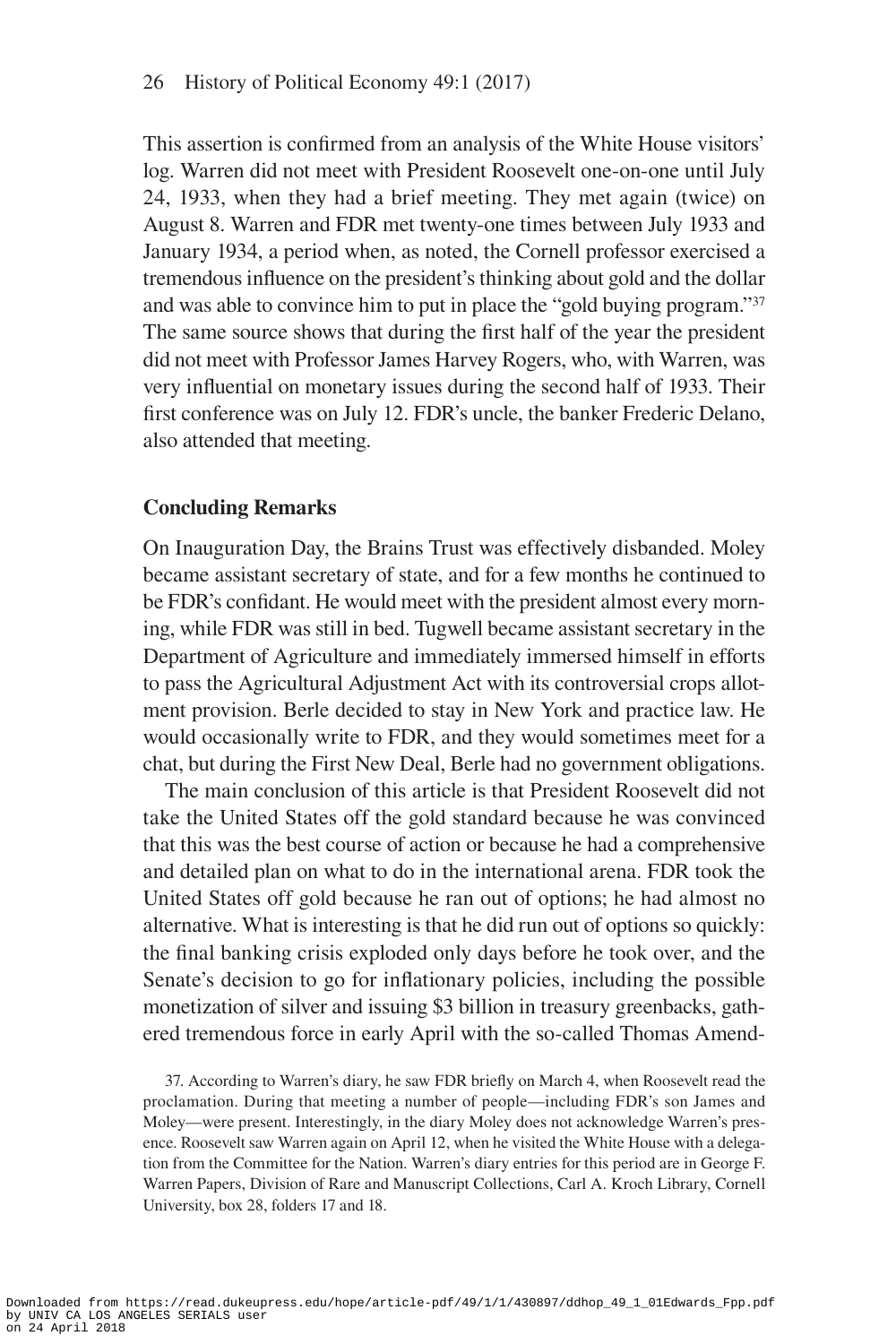This assertion is confirmed from an analysis of the White House visitors' log. Warren did not meet with President Roosevelt one-on-one until July 24, 1933, when they had a brief meeting. They met again (twice) on August 8. Warren and FDR met twenty-one times between July 1933 and January 1934, a period when, as noted, the Cornell professor exercised a tremendous influence on the president's thinking about gold and the dollar and was able to convince him to put in place the "gold buying program."[37] The same source shows that during the first half of the year the president did not meet with Professor James Harvey Rogers, who, with Warren, was very influential on monetary issues during the second half of 1933. Their first conference was on July 12. FDR's uncle, the banker Frederic Delano, also attended that meeting.

## Concluding Remarks

On Inauguration Day, the Brains Trust was effectively disbanded. Moley became assistant secretary of state, and for a few months he continued to be FDR's confidant. He would meet with the president almost every morning, while FDR was still in bed. Tugwell became assistant secretary in the Department of Agriculture and immediately immersed himself in efforts to pass the Agricultural Adjustment Act with its controversial crops allotment provision. Berle decided to stay in New York and practice law. He would occasionally write to FDR, and they would sometimes meet for a chat, but during the First New Deal, Berle had no government obligations.

The main conclusion of this article is that President Roosevelt did not take the United States off the gold standard because he was convinced that this was the best course of action or because he had a comprehensive and detailed plan on what to do in the international arena. FDR took the United States off gold because he ran out of options; he had almost no alternative. What is interesting is that he did run out of options so quickly: the final banking crisis exploded only days before he took over, and the Senate's decision to go for inflationary policies, including the possible monetization of silver and issuing $3 billion in treasury greenbacks, gathered tremendous force in early April with the so-called Thomas Amend-

37. According to Warren's diary, he saw FDR briefly on March 4, when Roosevelt read the proclamation. During that meeting a number of people—including FDR's son James and Moley—were present. Interestingly, in the diary Moley does not acknowledge Warren's presence. Roosevelt saw Warren again on April 12, when he visited the White House with a delegation from the Committee for the Nation. Warren's diary entries for this period are in George F. Warren Papers, Division of Rare and Manuscript Collections, Carl A. Kroch Library, Cornell University, box 28, folders 17 and 18.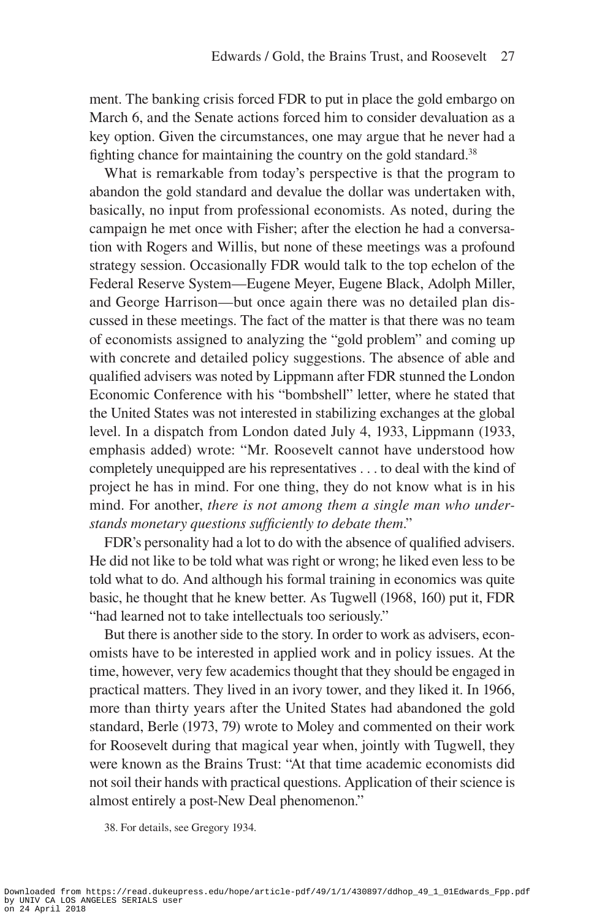ment. The banking crisis forced FDR to put in place the gold embargo on March 6, and the Senate actions forced him to consider devaluation as a key option. Given the circumstances, one may argue that he never had a fighting chance for maintaining the country on the gold standard.[38]

What is remarkable from today's perspective is that the program to abandon the gold standard and devalue the dollar was undertaken with, basically, no input from professional economists. As noted, during the campaign he met once with Fisher; after the election he had a conversation with Rogers and Willis, but none of these meetings was a profound strategy session. Occasionally FDR would talk to the top echelon of the Federal Reserve System—Eugene Meyer, Eugene Black, Adolph Miller, and George Harrison—but once again there was no detailed plan discussed in these meetings. The fact of the matter is that there was no team of economists assigned to analyzing the "gold problem" and coming up with concrete and detailed policy suggestions. The absence of able and qualified advisers was noted by Lippmann after FDR stunned the London Economic Conference with his "bombshell" letter, where he stated that the United States was not interested in stabilizing exchanges at the global level. In a dispatch from London dated July 4, 1933, Lippmann (1933, emphasis added) wrote: "Mr. Roosevelt cannot have understood how completely unequipped are his representatives . . . to deal with the kind of project he has in mind. For one thing, they do not know what is in his mind. For another, *there is not among them a single man who understands monetary questions sufficiently to debate them*."

FDR's personality had a lot to do with the absence of qualified advisers. He did not like to be told what was right or wrong; he liked even less to be told what to do. And although his formal training in economics was quite basic, he thought that he knew better. As Tugwell (1968, 160) put it, FDR "had learned not to take intellectuals too seriously."

But there is another side to the story. In order to work as advisers, economists have to be interested in applied work and in policy issues. At the time, however, very few academics thought that they should be engaged in practical matters. They lived in an ivory tower, and they liked it. In 1966, more than thirty years after the United States had abandoned the gold standard, Berle (1973, 79) wrote to Moley and commented on their work for Roosevelt during that magical year when, jointly with Tugwell, they were known as the Brains Trust: "At that time academic economists did not soil their hands with practical questions. Application of their science is almost entirely a post-New Deal phenomenon."

38. For details, see Gregory 1934.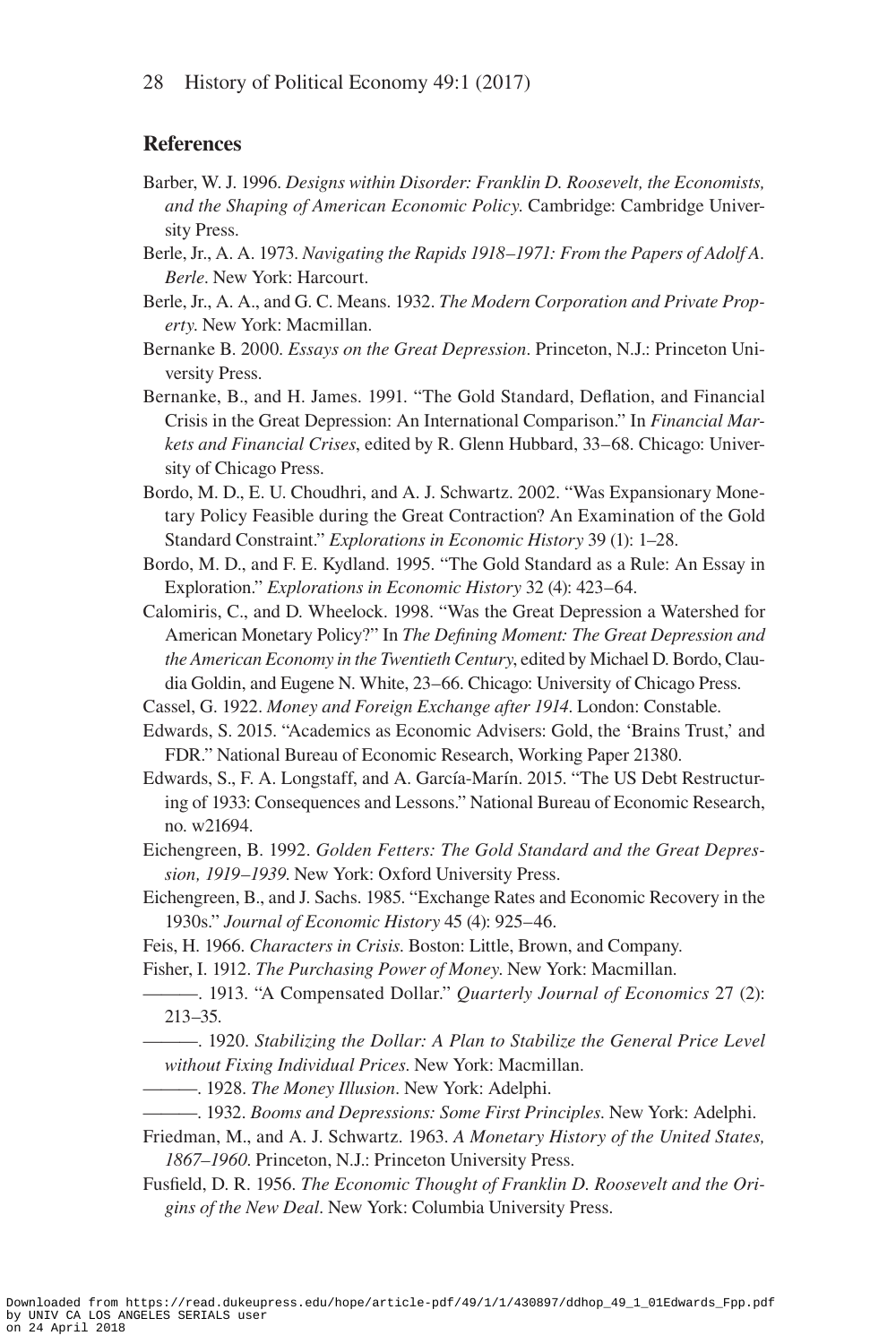## References

Barber, W. J. 1996. *Designs within Disorder: Franklin D. Roosevelt, the Economists, and the Shaping of American Economic Policy*. Cambridge: Cambridge University Press.

Berle, Jr., A. A. 1973. *Navigating the Rapids 1918–1971: From the Papers of Adolf A. Berle*. New York: Harcourt.

Berle, Jr., A. A., and G. C. Means. 1932. *The Modern Corporation and Private Property*. New York: Macmillan.

Bernanke B. 2000. *Essays on the Great Depression*. Princeton, N.J.: Princeton University Press.

Bernanke, B., and H. James. 1991. "The Gold Standard, Deflation, and Financial Crisis in the Great Depression: An International Comparison." In *Financial Markets and Financial Crises*, edited by R. Glenn Hubbard, 33–68. Chicago: University of Chicago Press.

Bordo, M. D., E. U. Choudhri, and A. J. Schwartz. 2002. "Was Expansionary Monetary Policy Feasible during the Great Contraction? An Examination of the Gold Standard Constraint." *Explorations in Economic History* 39 (1): 1–28.

Bordo, M. D., and F. E. Kydland. 1995. "The Gold Standard as a Rule: An Essay in Exploration." *Explorations in Economic History* 32 (4): 423–64.

Calomiris, C., and D. Wheelock. 1998. "Was the Great Depression a Watershed for American Monetary Policy?" In *The Defining Moment: The Great Depression and the American Economy in the Twentieth Century*, edited by Michael D. Bordo, Claudia Goldin, and Eugene N. White, 23–66. Chicago: University of Chicago Press.

Cassel, G. 1922. *Money and Foreign Exchange after 1914*. London: Constable.

Edwards, S. 2015. "Academics as Economic Advisers: Gold, the 'Brains Trust,' and FDR." National Bureau of Economic Research, Working Paper 21380.

Edwards, S., F. A. Longstaff, and A. García-Marín. 2015. "The US Debt Restructuring of 1933: Consequences and Lessons." National Bureau of Economic Research, no. w21694.

Eichengreen, B. 1992. *Golden Fetters: The Gold Standard and the Great Depression, 1919–1939*. New York: Oxford University Press.

Eichengreen, B., and J. Sachs. 1985. "Exchange Rates and Economic Recovery in the 1930s." *Journal of Economic History* 45 (4): 925–46.

Feis, H. 1966. *Characters in Crisis*. Boston: Little, Brown, and Company.

Fisher, I. 1912. *The Purchasing Power of Money*. New York: Macmillan.

———. 1913. "A Compensated Dollar." *Quarterly Journal of Economics* 27 (2): 213–35.

———. 1920. *Stabilizing the Dollar: A Plan to Stabilize the General Price Level without Fixing Individual Prices*. New York: Macmillan.

———. 1928. *The Money Illusion*. New York: Adelphi.

———. 1932. *Booms and Depressions: Some First Principles*. New York: Adelphi.

Friedman, M., and A. J. Schwartz. 1963. *A Monetary History of the United States, 1867–1960*. Princeton, N.J.: Princeton University Press.

Fusfield, D. R. 1956. *The Economic Thought of Franklin D. Roosevelt and the Origins of the New Deal*. New York: Columbia University Press.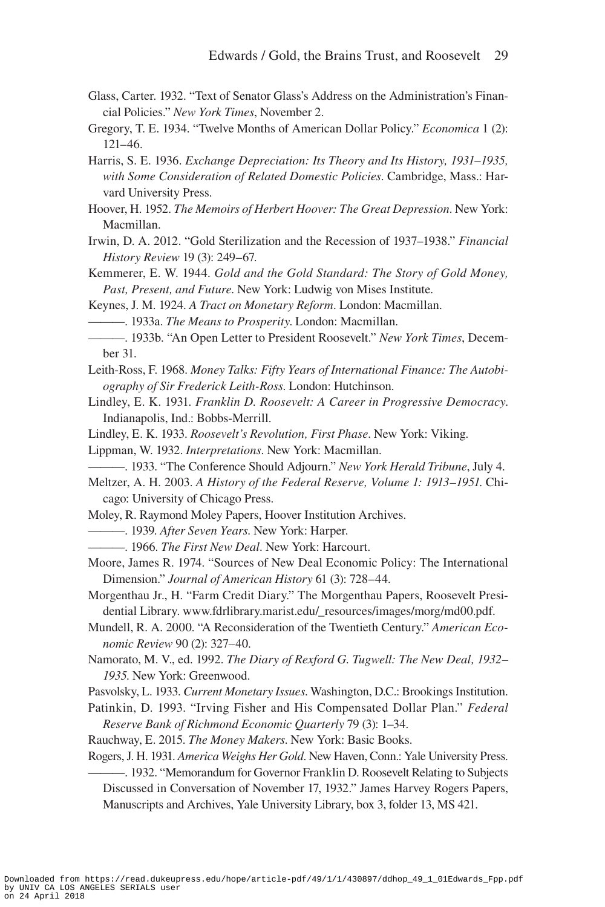Glass, Carter. 1932. "Text of Senator Glass's Address on the Administration's Financial Policies." *New York Times*, November 2.

Gregory, T. E. 1934. "Twelve Months of American Dollar Policy." *Economica* 1 (2): 121–46.

Harris, S. E. 1936. *Exchange Depreciation: Its Theory and Its History, 1931–1935, with Some Consideration of Related Domestic Policies*. Cambridge, Mass.: Harvard University Press.

Hoover, H. 1952. *The Memoirs of Herbert Hoover: The Great Depression*. New York: Macmillan.

Irwin, D. A. 2012. "Gold Sterilization and the Recession of 1937–1938." *Financial History Review* 19 (3): 249–67.

Kemmerer, E. W. 1944. *Gold and the Gold Standard: The Story of Gold Money, Past, Present, and Future*. New York: Ludwig von Mises Institute.

Keynes, J. M. 1924. *A Tract on Monetary Reform*. London: Macmillan.

———. 1933a. *The Means to Prosperity*. London: Macmillan.

———. 1933b. "An Open Letter to President Roosevelt." *New York Times*, December 31.

Leith-Ross, F. 1968. *Money Talks: Fifty Years of International Finance: The Autobiography of Sir Frederick Leith-Ross*. London: Hutchinson.

Lindley, E. K. 1931. *Franklin D. Roosevelt: A Career in Progressive Democracy*. Indianapolis, Ind.: Bobbs-Merrill.

Lindley, E. K. 1933. *Roosevelt's Revolution, First Phase*. New York: Viking.

Lippman, W. 1932. *Interpretations*. New York: Macmillan.

———. 1933. "The Conference Should Adjourn." *New York Herald Tribune*, July 4.

Meltzer, A. H. 2003. *A History of the Federal Reserve, Volume 1: 1913–1951*. Chicago: University of Chicago Press.

Moley, R. Raymond Moley Papers, Hoover Institution Archives.

———. 1939. *After Seven Years*. New York: Harper.

———. 1966. *The First New Deal*. New York: Harcourt.

Moore, James R. 1974. "Sources of New Deal Economic Policy: The International Dimension." *Journal of American History* 61 (3): 728–44.

Morgenthau Jr., H. "Farm Credit Diary." The Morgenthau Papers, Roosevelt Presidential Library. www.fdrlibrary.marist.edu/_resources/images/morg/md00.pdf.

Mundell, R. A. 2000. "A Reconsideration of the Twentieth Century." *American Economic Review* 90 (2): 327–40.

Namorato, M. V., ed. 1992. *The Diary of Rexford G. Tugwell: The New Deal, 1932–1935*. New York: Greenwood.

Pasvolsky, L. 1933. *Current Monetary Issues*. Washington, D.C.: Brookings Institution.

Patinkin, D. 1993. "Irving Fisher and His Compensated Dollar Plan." *Federal Reserve Bank of Richmond Economic Quarterly* 79 (3): 1–34.

Rauchway, E. 2015. *The Money Makers*. New York: Basic Books.

Rogers, J. H. 1931. *America Weighs Her Gold*. New Haven, Conn.: Yale University Press.

———. 1932. "Memorandum for Governor Franklin D. Roosevelt Relating to Subjects Discussed in Conversation of November 17, 1932." James Harvey Rogers Papers, Manuscripts and Archives, Yale University Library, box 3, folder 13, MS 421.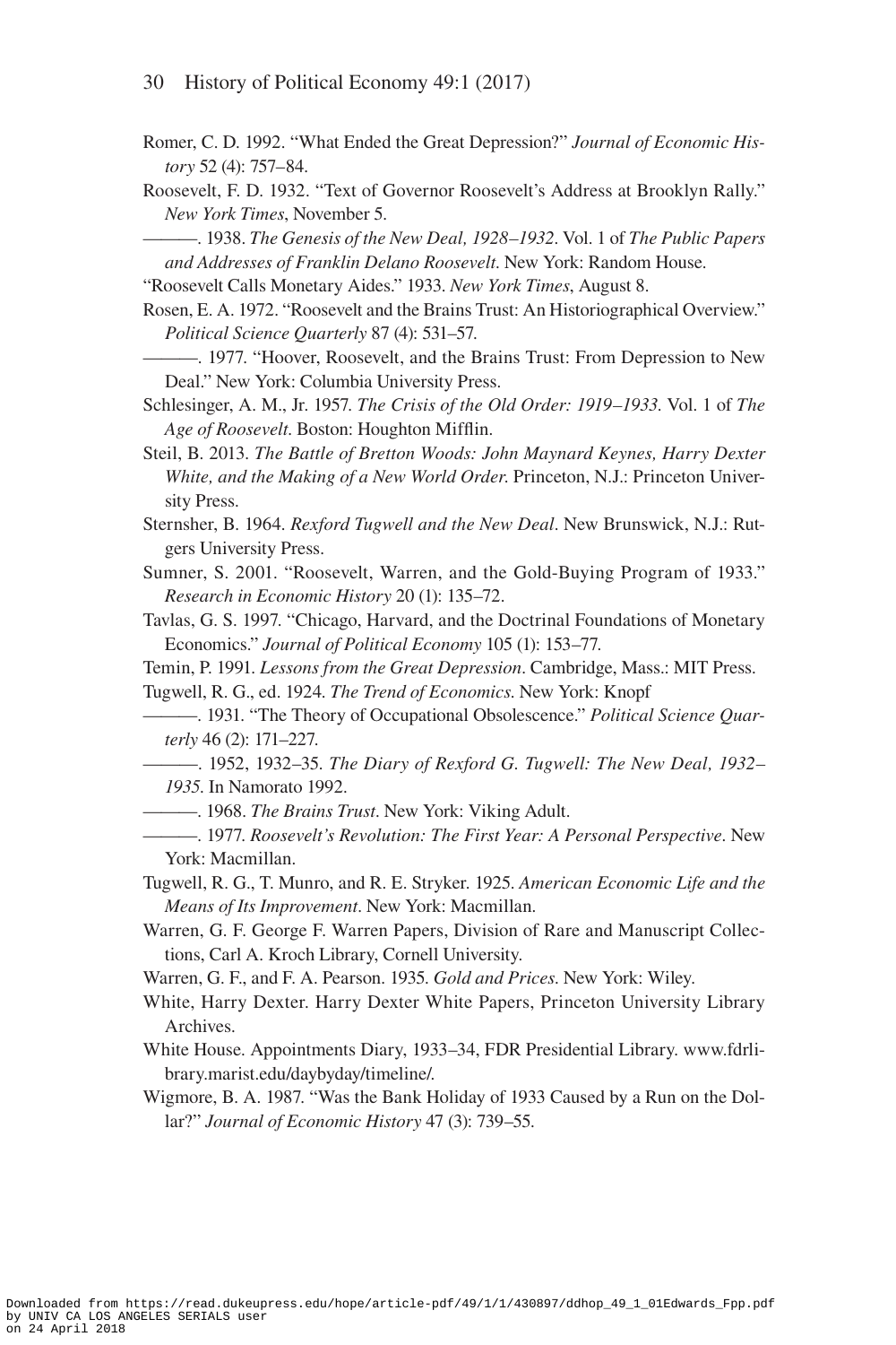Romer, C. D. 1992. "What Ended the Great Depression?" *Journal of Economic History* 52 (4): 757–84.

Roosevelt, F. D. 1932. "Text of Governor Roosevelt's Address at Brooklyn Rally." *New York Times*, November 5.

———. 1938. *The Genesis of the New Deal, 1928–1932*. Vol. 1 of *The Public Papers and Addresses of Franklin Delano Roosevelt*. New York: Random House.

"Roosevelt Calls Monetary Aides." 1933. *New York Times*, August 8.

Rosen, E. A. 1972. "Roosevelt and the Brains Trust: An Historiographical Overview." *Political Science Quarterly* 87 (4): 531–57.

———. 1977. "Hoover, Roosevelt, and the Brains Trust: From Depression to New Deal." New York: Columbia University Press.

Schlesinger, A. M., Jr. 1957. *The Crisis of the Old Order: 1919–1933*. Vol. 1 of *The Age of Roosevelt*. Boston: Houghton Mifflin.

Steil, B. 2013. *The Battle of Bretton Woods: John Maynard Keynes, Harry Dexter White, and the Making of a New World Order*. Princeton, N.J.: Princeton University Press.

Sternsher, B. 1964. *Rexford Tugwell and the New Deal*. New Brunswick, N.J.: Rutgers University Press.

Sumner, S. 2001. "Roosevelt, Warren, and the Gold-Buying Program of 1933." *Research in Economic History* 20 (1): 135–72.

Tavlas, G. S. 1997. "Chicago, Harvard, and the Doctrinal Foundations of Monetary Economics." *Journal of Political Economy* 105 (1): 153–77.

Temin, P. 1991. *Lessons from the Great Depression*. Cambridge, Mass.: MIT Press.

Tugwell, R. G., ed. 1924. *The Trend of Economics*. New York: Knopf

———. 1931. "The Theory of Occupational Obsolescence." *Political Science Quarterly* 46 (2): 171–227.

———. 1952, 1932–35. *The Diary of Rexford G. Tugwell: The New Deal, 1932–1935*. In Namorato 1992.

———. 1968. *The Brains Trust*. New York: Viking Adult.

———. 1977. *Roosevelt's Revolution: The First Year: A Personal Perspective*. New York: Macmillan.

Tugwell, R. G., T. Munro, and R. E. Stryker. 1925. *American Economic Life and the Means of Its Improvement*. New York: Macmillan.

Warren, G. F. George F. Warren Papers, Division of Rare and Manuscript Collections, Carl A. Kroch Library, Cornell University.

Warren, G. F., and F. A. Pearson. 1935. *Gold and Prices*. New York: Wiley.

White, Harry Dexter. Harry Dexter White Papers, Princeton University Library Archives.

White House. Appointments Diary, 1933–34, FDR Presidential Library. www.fdrlibrary.marist.edu/daybyday/timeline/.

Wigmore, B. A. 1987. "Was the Bank Holiday of 1933 Caused by a Run on the Dollar?" *Journal of Economic History* 47 (3): 739–55.